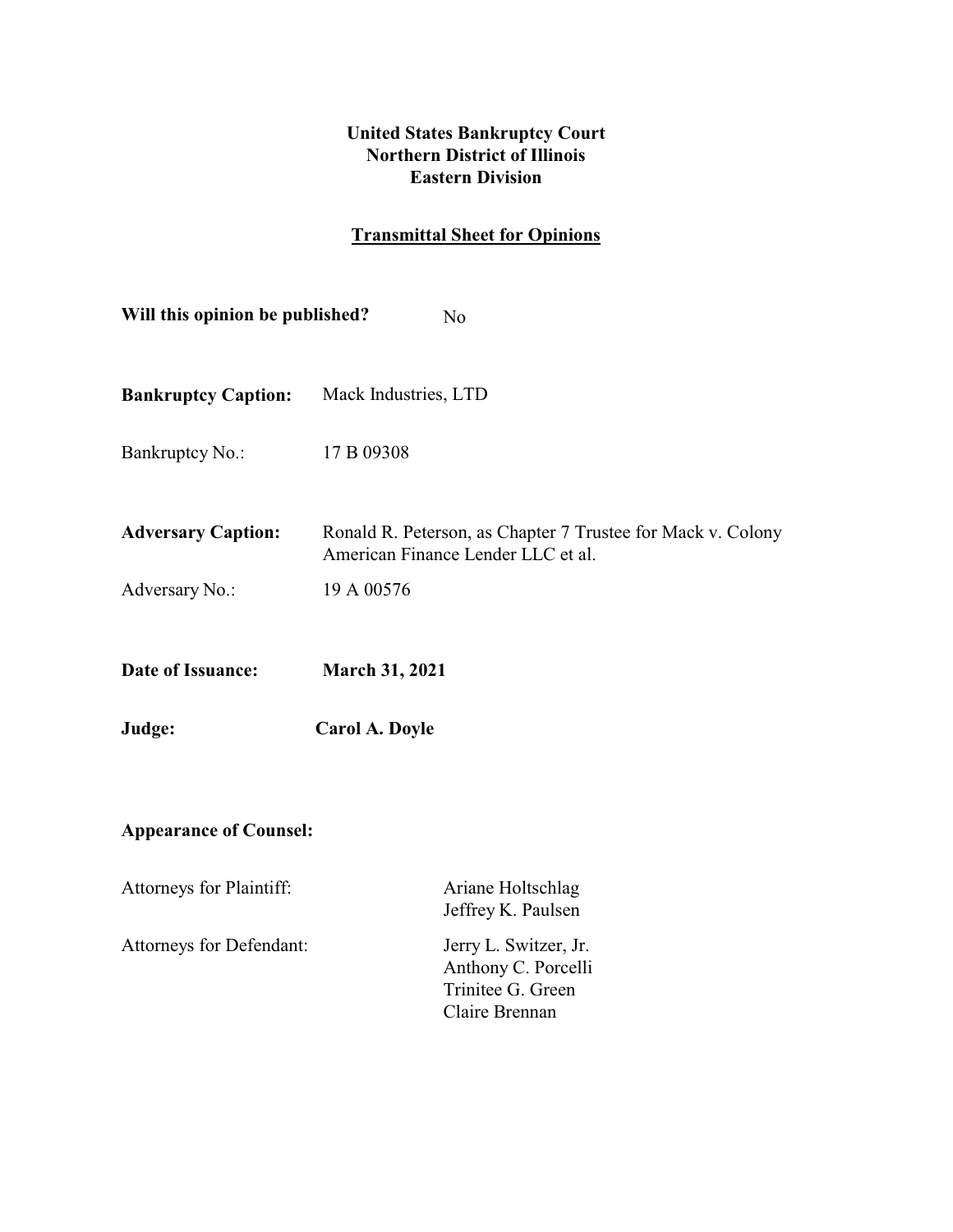**United States Bankruptcy Court**
**Northern District of Illinois**
**Eastern Division**

**Transmittal Sheet for Opinions**

**Will this opinion be published?** No

**Bankruptcy Caption:** Mack Industries, LTD

Bankruptcy No.: 17 B 09308

**Adversary Caption:** Ronald R. Peterson, as Chapter 7 Trustee for Mack v. Colony American Finance Lender LLC et al.

Adversary No.: 19 A 00576

**Date of Issuance:** **March 31, 2021**

**Judge:** **Carol A. Doyle**

**Appearance of Counsel:**

Attorneys for Plaintiff: Ariane Holtschlag
Jeffrey K. Paulsen

Attorneys for Defendant: Jerry L. Switzer, Jr.
Anthony C. Porcelli
Trinitee G. Green
Claire Brennan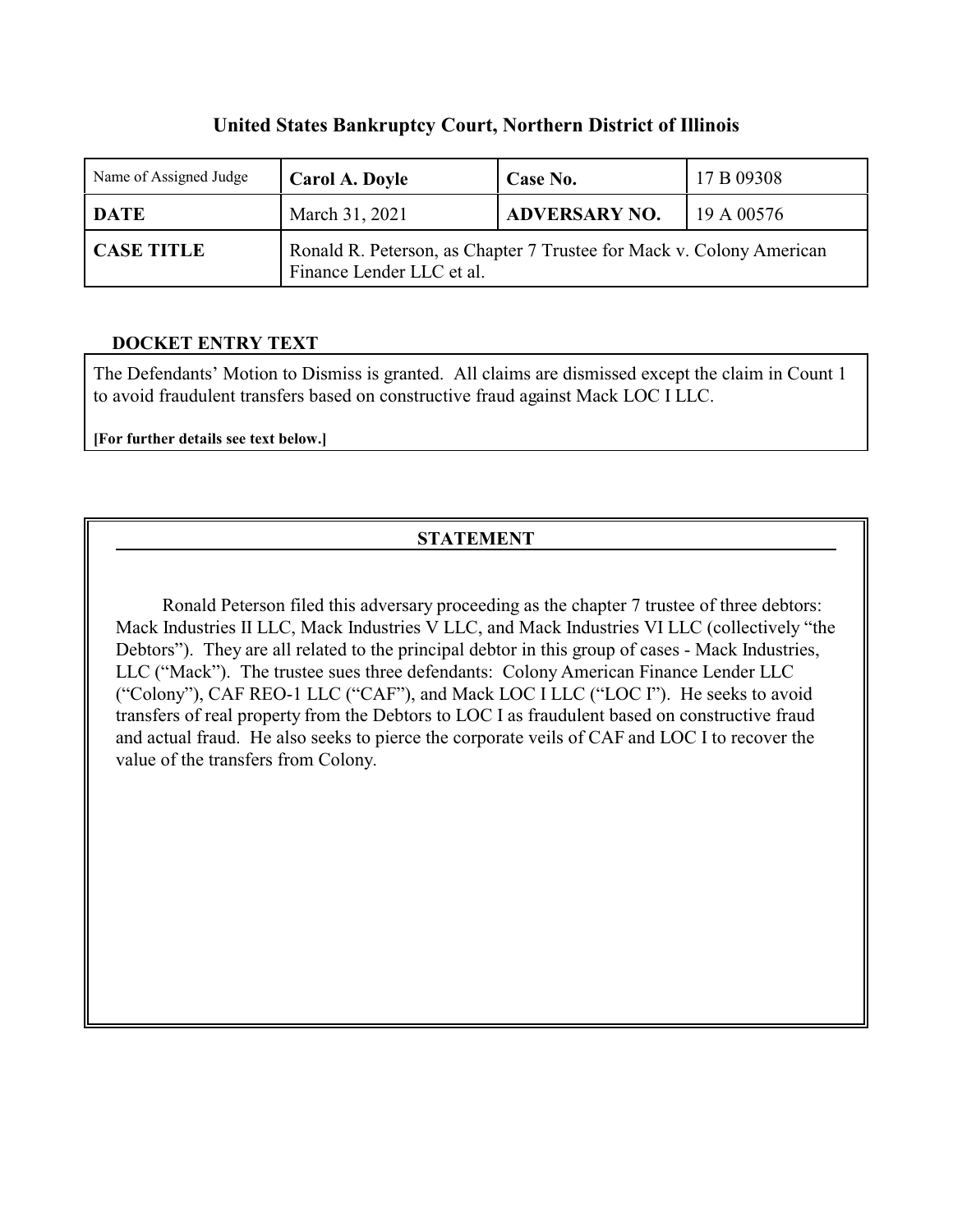# United States Bankruptcy Court, Northern District of Illinois

| Name of Assigned Judge | **Carol A. Doyle** | **Case No.** | 17 B 09308 |
|---|---|---|---|
| **DATE** | March 31, 2021 | **ADVERSARY NO.** | 19 A 00576 |
| **CASE TITLE** | Ronald R. Peterson, as Chapter 7 Trustee for Mack v. Colony American Finance Lender LLC et al. | | |

## DOCKET ENTRY TEXT

The Defendants' Motion to Dismiss is granted. All claims are dismissed except the claim in Count 1 to avoid fraudulent transfers based on constructive fraud against Mack LOC I LLC.

**[For further details see text below.]**

## STATEMENT

Ronald Peterson filed this adversary proceeding as the chapter 7 trustee of three debtors: Mack Industries II LLC, Mack Industries V LLC, and Mack Industries VI LLC (collectively "the Debtors"). They are all related to the principal debtor in this group of cases - Mack Industries, LLC ("Mack"). The trustee sues three defendants: Colony American Finance Lender LLC ("Colony"), CAF REO-1 LLC ("CAF"), and Mack LOC I LLC ("LOC I"). He seeks to avoid transfers of real property from the Debtors to LOC I as fraudulent based on constructive fraud and actual fraud. He also seeks to pierce the corporate veils of CAF and LOC I to recover the value of the transfers from Colony.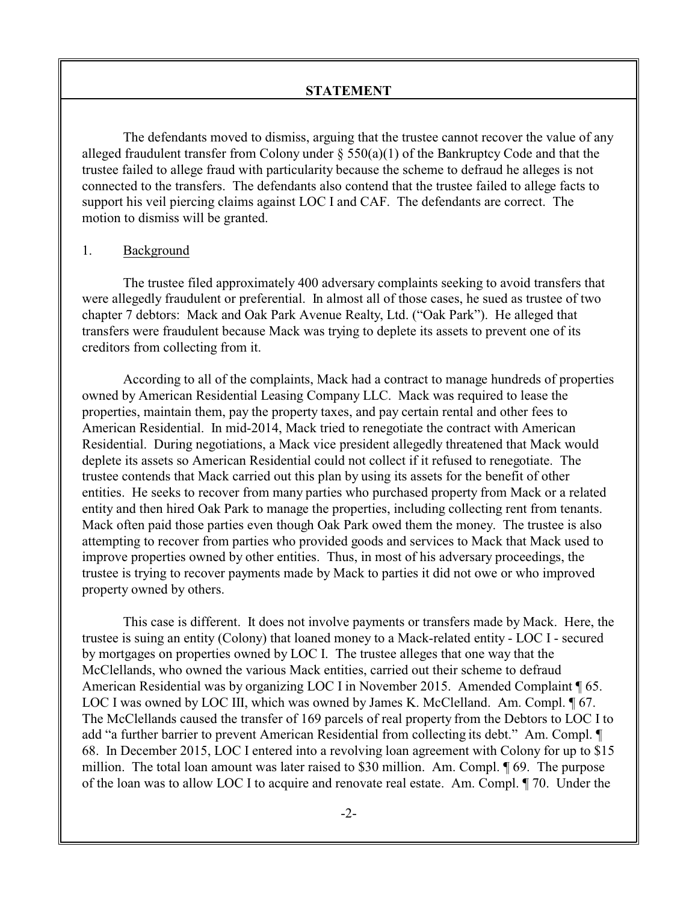## STATEMENT

The defendants moved to dismiss, arguing that the trustee cannot recover the value of any alleged fraudulent transfer from Colony under § 550(a)(1) of the Bankruptcy Code and that the trustee failed to allege fraud with particularity because the scheme to defraud he alleges is not connected to the transfers. The defendants also contend that the trustee failed to allege facts to support his veil piercing claims against LOC I and CAF. The defendants are correct. The motion to dismiss will be granted.

1. Background

The trustee filed approximately 400 adversary complaints seeking to avoid transfers that were allegedly fraudulent or preferential. In almost all of those cases, he sued as trustee of two chapter 7 debtors: Mack and Oak Park Avenue Realty, Ltd. ("Oak Park"). He alleged that transfers were fraudulent because Mack was trying to deplete its assets to prevent one of its creditors from collecting from it.

According to all of the complaints, Mack had a contract to manage hundreds of properties owned by American Residential Leasing Company LLC. Mack was required to lease the properties, maintain them, pay the property taxes, and pay certain rental and other fees to American Residential. In mid-2014, Mack tried to renegotiate the contract with American Residential. During negotiations, a Mack vice president allegedly threatened that Mack would deplete its assets so American Residential could not collect if it refused to renegotiate. The trustee contends that Mack carried out this plan by using its assets for the benefit of other entities. He seeks to recover from many parties who purchased property from Mack or a related entity and then hired Oak Park to manage the properties, including collecting rent from tenants. Mack often paid those parties even though Oak Park owed them the money. The trustee is also attempting to recover from parties who provided goods and services to Mack that Mack used to improve properties owned by other entities. Thus, in most of his adversary proceedings, the trustee is trying to recover payments made by Mack to parties it did not owe or who improved property owned by others.

This case is different. It does not involve payments or transfers made by Mack. Here, the trustee is suing an entity (Colony) that loaned money to a Mack-related entity - LOC I - secured by mortgages on properties owned by LOC I. The trustee alleges that one way that the McClellands, who owned the various Mack entities, carried out their scheme to defraud American Residential was by organizing LOC I in November 2015. Amended Complaint ¶ 65. LOC I was owned by LOC III, which was owned by James K. McClelland. Am. Compl. ¶ 67. The McClellands caused the transfer of 169 parcels of real property from the Debtors to LOC I to add "a further barrier to prevent American Residential from collecting its debt." Am. Compl. ¶ 68. In December 2015, LOC I entered into a revolving loan agreement with Colony for up to $15 million. The total loan amount was later raised to $30 million. Am. Compl. ¶ 69. The purpose of the loan was to allow LOC I to acquire and renovate real estate. Am. Compl. ¶ 70. Under the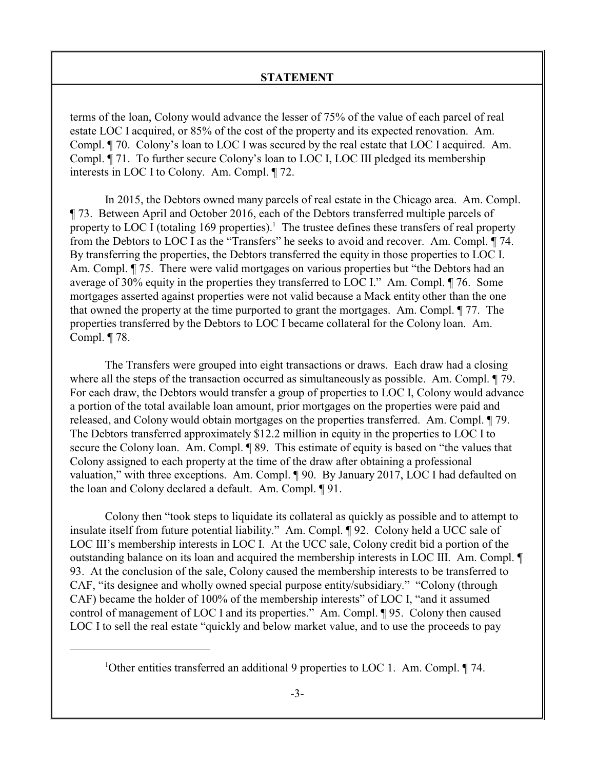## STATEMENT

terms of the loan, Colony would advance the lesser of 75% of the value of each parcel of real estate LOC I acquired, or 85% of the cost of the property and its expected renovation. Am. Compl. ¶ 70. Colony's loan to LOC I was secured by the real estate that LOC I acquired. Am. Compl. ¶ 71. To further secure Colony's loan to LOC I, LOC III pledged its membership interests in LOC I to Colony. Am. Compl. ¶ 72.

In 2015, the Debtors owned many parcels of real estate in the Chicago area. Am. Compl. ¶ 73. Between April and October 2016, each of the Debtors transferred multiple parcels of property to LOC I (totaling 169 properties).[1] The trustee defines these transfers of real property from the Debtors to LOC I as the "Transfers" he seeks to avoid and recover. Am. Compl. ¶ 74. By transferring the properties, the Debtors transferred the equity in those properties to LOC I. Am. Compl. ¶ 75. There were valid mortgages on various properties but "the Debtors had an average of 30% equity in the properties they transferred to LOC I." Am. Compl. ¶ 76. Some mortgages asserted against properties were not valid because a Mack entity other than the one that owned the property at the time purported to grant the mortgages. Am. Compl. ¶ 77. The properties transferred by the Debtors to LOC I became collateral for the Colony loan. Am. Compl. ¶ 78.

The Transfers were grouped into eight transactions or draws. Each draw had a closing where all the steps of the transaction occurred as simultaneously as possible. Am. Compl. ¶ 79. For each draw, the Debtors would transfer a group of properties to LOC I, Colony would advance a portion of the total available loan amount, prior mortgages on the properties were paid and released, and Colony would obtain mortgages on the properties transferred. Am. Compl. ¶ 79. The Debtors transferred approximately $12.2 million in equity in the properties to LOC I to secure the Colony loan. Am. Compl. ¶ 89. This estimate of equity is based on "the values that Colony assigned to each property at the time of the draw after obtaining a professional valuation," with three exceptions. Am. Compl. ¶ 90. By January 2017, LOC I had defaulted on the loan and Colony declared a default. Am. Compl. ¶ 91.

Colony then "took steps to liquidate its collateral as quickly as possible and to attempt to insulate itself from future potential liability." Am. Compl. ¶ 92. Colony held a UCC sale of LOC III's membership interests in LOC I. At the UCC sale, Colony credit bid a portion of the outstanding balance on its loan and acquired the membership interests in LOC III. Am. Compl. ¶ 93. At the conclusion of the sale, Colony caused the membership interests to be transferred to CAF, "its designee and wholly owned special purpose entity/subsidiary." "Colony (through CAF) became the holder of 100% of the membership interests" of LOC I, "and it assumed control of management of LOC I and its properties." Am. Compl. ¶ 95. Colony then caused LOC I to sell the real estate "quickly and below market value, and to use the proceeds to pay

---

[1] Other entities transferred an additional 9 properties to LOC 1. Am. Compl. ¶ 74.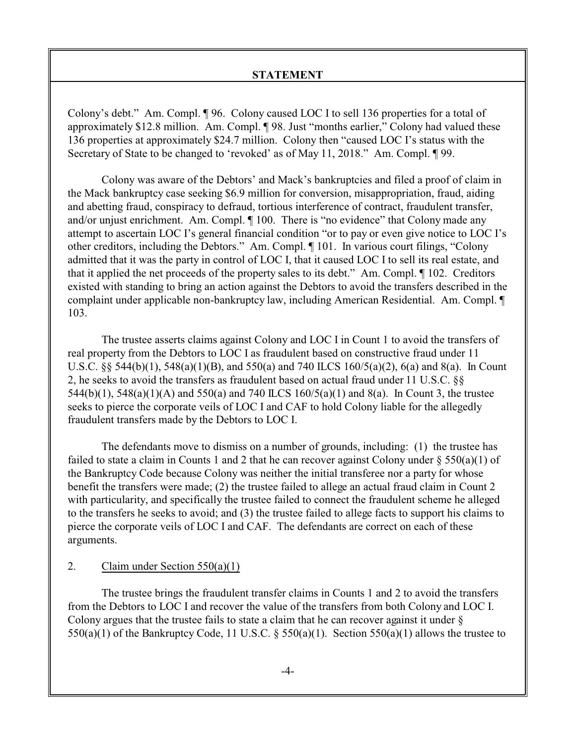**STATEMENT**

Colony's debt." Am. Compl. ¶ 96. Colony caused LOC I to sell 136 properties for a total of approximately $12.8 million. Am. Compl. ¶ 98. Just "months earlier," Colony had valued these 136 properties at approximately $24.7 million. Colony then "caused LOC I's status with the Secretary of State to be changed to 'revoked' as of May 11, 2018." Am. Compl. ¶ 99.

Colony was aware of the Debtors' and Mack's bankruptcies and filed a proof of claim in the Mack bankruptcy case seeking $6.9 million for conversion, misappropriation, fraud, aiding and abetting fraud, conspiracy to defraud, tortious interference of contract, fraudulent transfer, and/or unjust enrichment. Am. Compl. ¶ 100. There is "no evidence" that Colony made any attempt to ascertain LOC I's general financial condition "or to pay or even give notice to LOC I's other creditors, including the Debtors." Am. Compl. ¶ 101. In various court filings, "Colony admitted that it was the party in control of LOC I, that it caused LOC I to sell its real estate, and that it applied the net proceeds of the property sales to its debt." Am. Compl. ¶ 102. Creditors existed with standing to bring an action against the Debtors to avoid the transfers described in the complaint under applicable non-bankruptcy law, including American Residential. Am. Compl. ¶ 103.

The trustee asserts claims against Colony and LOC I in Count 1 to avoid the transfers of real property from the Debtors to LOC I as fraudulent based on constructive fraud under 11 U.S.C. §§ 544(b)(1), 548(a)(1)(B), and 550(a) and 740 ILCS 160/5(a)(2), 6(a) and 8(a). In Count 2, he seeks to avoid the transfers as fraudulent based on actual fraud under 11 U.S.C. §§ 544(b)(1), 548(a)(1)(A) and 550(a) and 740 ILCS 160/5(a)(1) and 8(a). In Count 3, the trustee seeks to pierce the corporate veils of LOC I and CAF to hold Colony liable for the allegedly fraudulent transfers made by the Debtors to LOC I.

The defendants move to dismiss on a number of grounds, including: (1) the trustee has failed to state a claim in Counts 1 and 2 that he can recover against Colony under § 550(a)(1) of the Bankruptcy Code because Colony was neither the initial transferee nor a party for whose benefit the transfers were made; (2) the trustee failed to allege an actual fraud claim in Count 2 with particularity, and specifically the trustee failed to connect the fraudulent scheme he alleged to the transfers he seeks to avoid; and (3) the trustee failed to allege facts to support his claims to pierce the corporate veils of LOC I and CAF. The defendants are correct on each of these arguments.

2. Claim under Section 550(a)(1)

The trustee brings the fraudulent transfer claims in Counts 1 and 2 to avoid the transfers from the Debtors to LOC I and recover the value of the transfers from both Colony and LOC I. Colony argues that the trustee fails to state a claim that he can recover against it under § 550(a)(1) of the Bankruptcy Code, 11 U.S.C. § 550(a)(1). Section 550(a)(1) allows the trustee to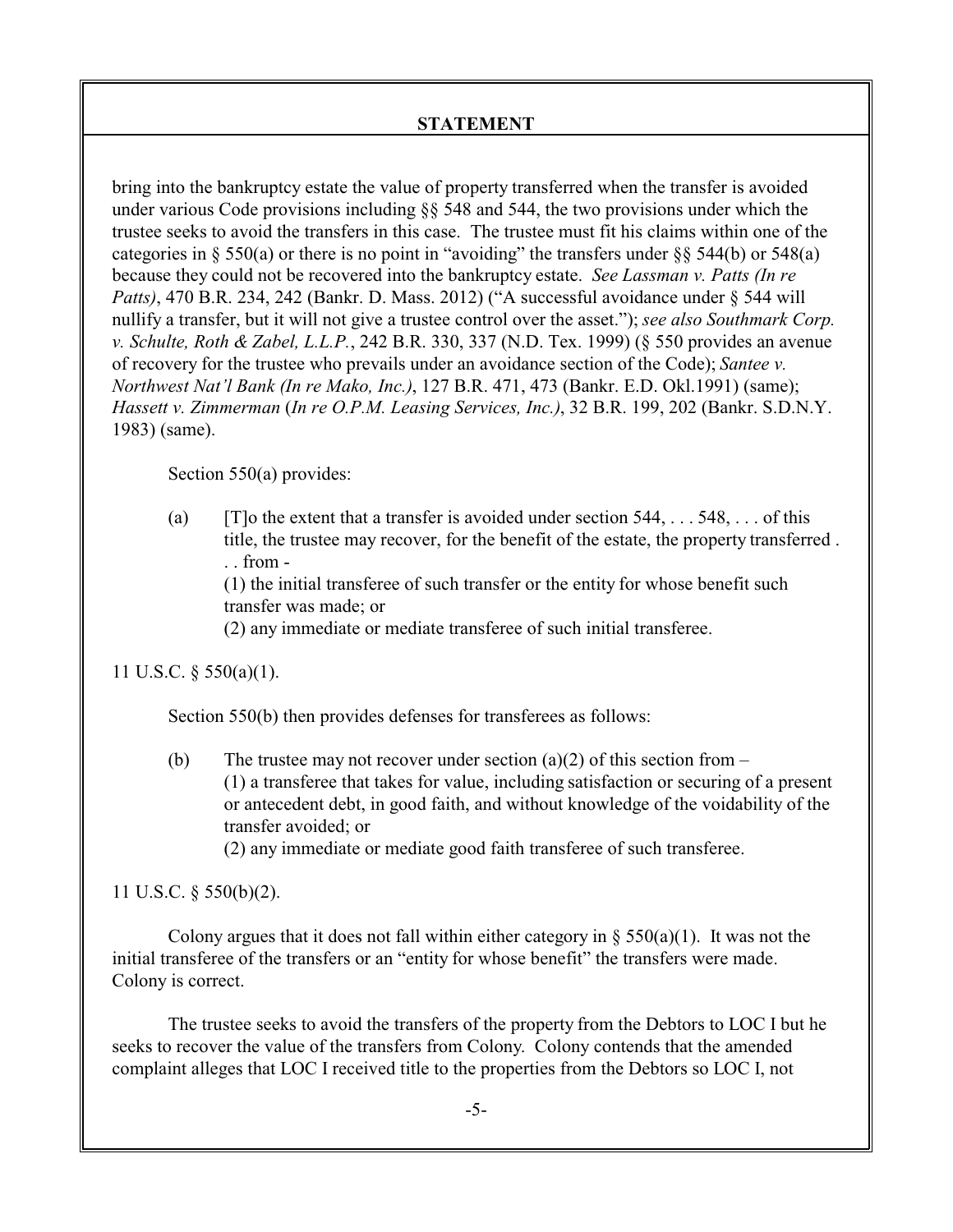**STATEMENT**

bring into the bankruptcy estate the value of property transferred when the transfer is avoided under various Code provisions including §§ 548 and 544, the two provisions under which the trustee seeks to avoid the transfers in this case. The trustee must fit his claims within one of the categories in § 550(a) or there is no point in "avoiding" the transfers under §§ 544(b) or 548(a) because they could not be recovered into the bankruptcy estate. *See Lassman v. Patts (In re Patts)*, 470 B.R. 234, 242 (Bankr. D. Mass. 2012) ("A successful avoidance under § 544 will nullify a transfer, but it will not give a trustee control over the asset."); *see also Southmark Corp. v. Schulte, Roth & Zabel, L.L.P.*, 242 B.R. 330, 337 (N.D. Tex. 1999) (§ 550 provides an avenue of recovery for the trustee who prevails under an avoidance section of the Code); *Santee v. Northwest Nat'l Bank (In re Mako, Inc.)*, 127 B.R. 471, 473 (Bankr. E.D. Okl.1991) (same); *Hassett v. Zimmerman* (*In re O.P.M. Leasing Services, Inc.)*, 32 B.R. 199, 202 (Bankr. S.D.N.Y. 1983) (same).

Section 550(a) provides:

> (a) [T]o the extent that a transfer is avoided under section 544, . . . 548, . . . of this title, the trustee may recover, for the benefit of the estate, the property transferred . . . from -
> (1) the initial transferee of such transfer or the entity for whose benefit such transfer was made; or
> (2) any immediate or mediate transferee of such initial transferee.

11 U.S.C. § 550(a)(1).

Section 550(b) then provides defenses for transferees as follows:

> (b) The trustee may not recover under section (a)(2) of this section from –
> (1) a transferee that takes for value, including satisfaction or securing of a present or antecedent debt, in good faith, and without knowledge of the voidability of the transfer avoided; or
> (2) any immediate or mediate good faith transferee of such transferee.

11 U.S.C. § 550(b)(2).

Colony argues that it does not fall within either category in § 550(a)(1). It was not the initial transferee of the transfers or an "entity for whose benefit" the transfers were made. Colony is correct.

The trustee seeks to avoid the transfers of the property from the Debtors to LOC I but he seeks to recover the value of the transfers from Colony. Colony contends that the amended complaint alleges that LOC I received title to the properties from the Debtors so LOC I, not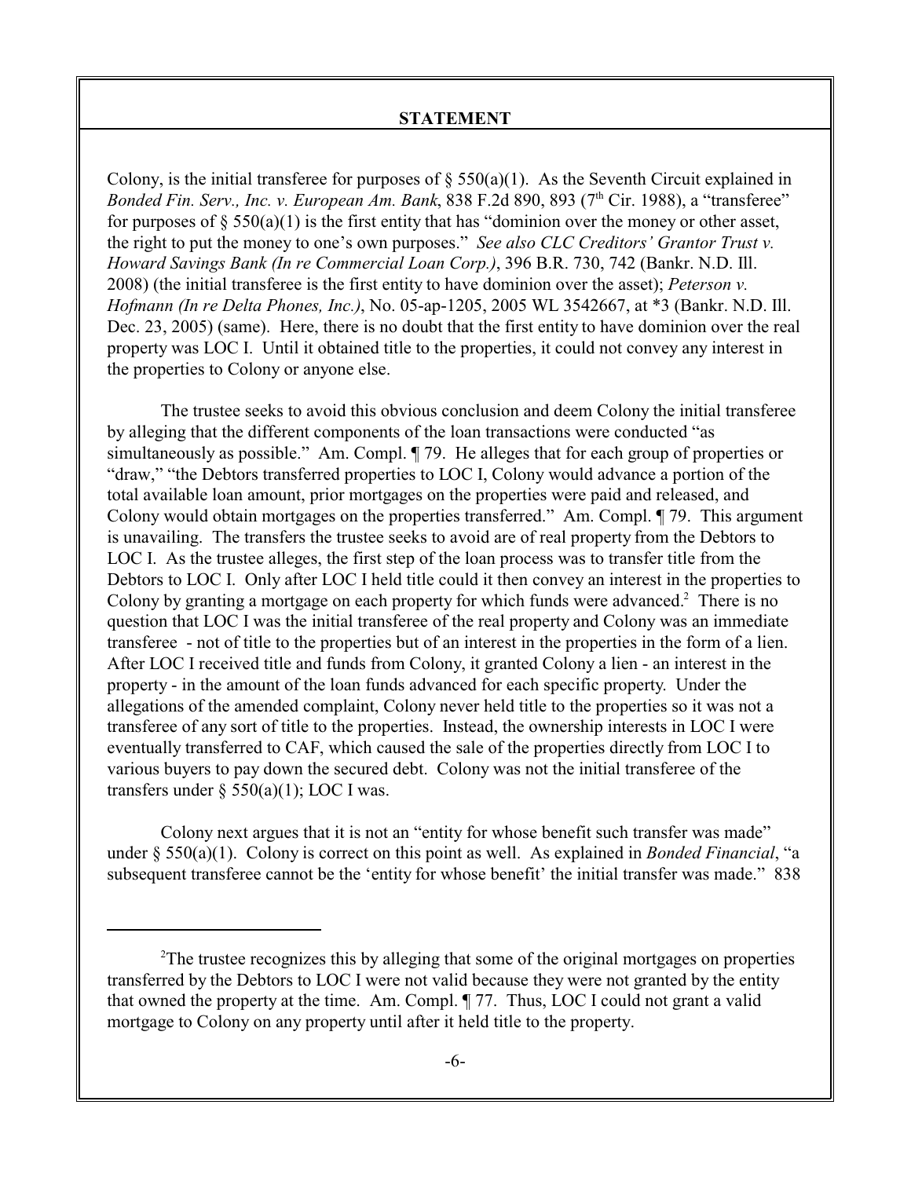**STATEMENT**

Colony, is the initial transferee for purposes of § 550(a)(1). As the Seventh Circuit explained in *Bonded Fin. Serv., Inc. v. European Am. Bank*, 838 F.2d 890, 893 (7th Cir. 1988), a "transferee" for purposes of § 550(a)(1) is the first entity that has "dominion over the money or other asset, the right to put the money to one's own purposes." *See also CLC Creditors' Grantor Trust v. Howard Savings Bank (In re Commercial Loan Corp.)*, 396 B.R. 730, 742 (Bankr. N.D. Ill. 2008) (the initial transferee is the first entity to have dominion over the asset); *Peterson v. Hofmann (In re Delta Phones, Inc.)*, No. 05-ap-1205, 2005 WL 3542667, at *3 (Bankr. N.D. Ill. Dec. 23, 2005) (same). Here, there is no doubt that the first entity to have dominion over the real property was LOC I. Until it obtained title to the properties, it could not convey any interest in the properties to Colony or anyone else.

The trustee seeks to avoid this obvious conclusion and deem Colony the initial transferee by alleging that the different components of the loan transactions were conducted "as simultaneously as possible." Am. Compl. ¶ 79. He alleges that for each group of properties or "draw," "the Debtors transferred properties to LOC I, Colony would advance a portion of the total available loan amount, prior mortgages on the properties were paid and released, and Colony would obtain mortgages on the properties transferred." Am. Compl. ¶ 79. This argument is unavailing. The transfers the trustee seeks to avoid are of real property from the Debtors to LOC I. As the trustee alleges, the first step of the loan process was to transfer title from the Debtors to LOC I. Only after LOC I held title could it then convey an interest in the properties to Colony by granting a mortgage on each property for which funds were advanced.[2] There is no question that LOC I was the initial transferee of the real property and Colony was an immediate transferee - not of title to the properties but of an interest in the properties in the form of a lien. After LOC I received title and funds from Colony, it granted Colony a lien - an interest in the property - in the amount of the loan funds advanced for each specific property. Under the allegations of the amended complaint, Colony never held title to the properties so it was not a transferee of any sort of title to the properties. Instead, the ownership interests in LOC I were eventually transferred to CAF, which caused the sale of the properties directly from LOC I to various buyers to pay down the secured debt. Colony was not the initial transferee of the transfers under § 550(a)(1); LOC I was.

Colony next argues that it is not an "entity for whose benefit such transfer was made" under § 550(a)(1). Colony is correct on this point as well. As explained in *Bonded Financial*, "a subsequent transferee cannot be the 'entity for whose benefit' the initial transfer was made." 838

---

[2] The trustee recognizes this by alleging that some of the original mortgages on properties transferred by the Debtors to LOC I were not valid because they were not granted by the entity that owned the property at the time. Am. Compl. ¶ 77. Thus, LOC I could not grant a valid mortgage to Colony on any property until after it held title to the property.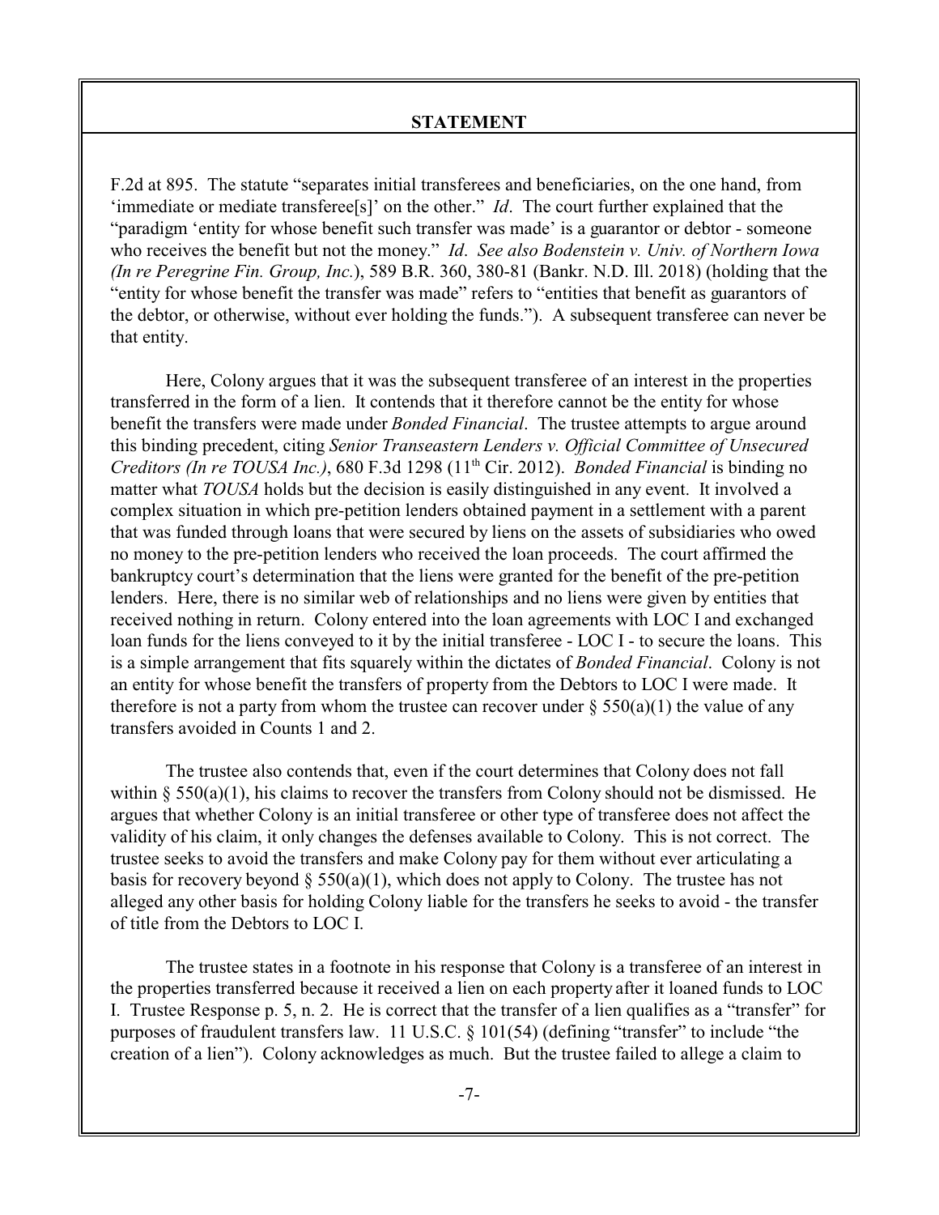**STATEMENT**

F.2d at 895. The statute "separates initial transferees and beneficiaries, on the one hand, from 'immediate or mediate transferee[s]' on the other." *Id*. The court further explained that the "paradigm 'entity for whose benefit such transfer was made' is a guarantor or debtor - someone who receives the benefit but not the money." *Id*. *See also Bodenstein v. Univ. of Northern Iowa (In re Peregrine Fin. Group, Inc.*), 589 B.R. 360, 380-81 (Bankr. N.D. Ill. 2018) (holding that the "entity for whose benefit the transfer was made" refers to "entities that benefit as guarantors of the debtor, or otherwise, without ever holding the funds."). A subsequent transferee can never be that entity.

Here, Colony argues that it was the subsequent transferee of an interest in the properties transferred in the form of a lien. It contends that it therefore cannot be the entity for whose benefit the transfers were made under *Bonded Financial*. The trustee attempts to argue around this binding precedent, citing *Senior Transeastern Lenders v. Official Committee of Unsecured Creditors (In re TOUSA Inc.)*, 680 F.3d 1298 (11th Cir. 2012). *Bonded Financial* is binding no matter what *TOUSA* holds but the decision is easily distinguished in any event. It involved a complex situation in which pre-petition lenders obtained payment in a settlement with a parent that was funded through loans that were secured by liens on the assets of subsidiaries who owed no money to the pre-petition lenders who received the loan proceeds. The court affirmed the bankruptcy court's determination that the liens were granted for the benefit of the pre-petition lenders. Here, there is no similar web of relationships and no liens were given by entities that received nothing in return. Colony entered into the loan agreements with LOC I and exchanged loan funds for the liens conveyed to it by the initial transferee - LOC I - to secure the loans. This is a simple arrangement that fits squarely within the dictates of *Bonded Financial*. Colony is not an entity for whose benefit the transfers of property from the Debtors to LOC I were made. It therefore is not a party from whom the trustee can recover under § 550(a)(1) the value of any transfers avoided in Counts 1 and 2.

The trustee also contends that, even if the court determines that Colony does not fall within § 550(a)(1), his claims to recover the transfers from Colony should not be dismissed. He argues that whether Colony is an initial transferee or other type of transferee does not affect the validity of his claim, it only changes the defenses available to Colony. This is not correct. The trustee seeks to avoid the transfers and make Colony pay for them without ever articulating a basis for recovery beyond § 550(a)(1), which does not apply to Colony. The trustee has not alleged any other basis for holding Colony liable for the transfers he seeks to avoid - the transfer of title from the Debtors to LOC I.

The trustee states in a footnote in his response that Colony is a transferee of an interest in the properties transferred because it received a lien on each property after it loaned funds to LOC I. Trustee Response p. 5, n. 2. He is correct that the transfer of a lien qualifies as a "transfer" for purposes of fraudulent transfers law. 11 U.S.C. § 101(54) (defining "transfer" to include "the creation of a lien"). Colony acknowledges as much. But the trustee failed to allege a claim to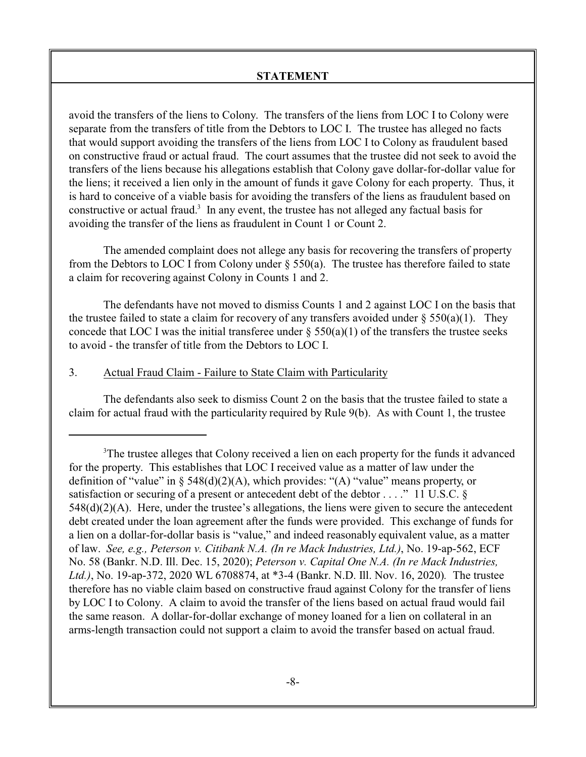**STATEMENT**

avoid the transfers of the liens to Colony. The transfers of the liens from LOC I to Colony were separate from the transfers of title from the Debtors to LOC I. The trustee has alleged no facts that would support avoiding the transfers of the liens from LOC I to Colony as fraudulent based on constructive fraud or actual fraud. The court assumes that the trustee did not seek to avoid the transfers of the liens because his allegations establish that Colony gave dollar-for-dollar value for the liens; it received a lien only in the amount of funds it gave Colony for each property. Thus, it is hard to conceive of a viable basis for avoiding the transfers of the liens as fraudulent based on constructive or actual fraud.[3] In any event, the trustee has not alleged any factual basis for avoiding the transfer of the liens as fraudulent in Count 1 or Count 2.

The amended complaint does not allege any basis for recovering the transfers of property from the Debtors to LOC I from Colony under § 550(a). The trustee has therefore failed to state a claim for recovering against Colony in Counts 1 and 2.

The defendants have not moved to dismiss Counts 1 and 2 against LOC I on the basis that the trustee failed to state a claim for recovery of any transfers avoided under § 550(a)(1). They concede that LOC I was the initial transferee under § 550(a)(1) of the transfers the trustee seeks to avoid - the transfer of title from the Debtors to LOC I.

3. Actual Fraud Claim - Failure to State Claim with Particularity

The defendants also seek to dismiss Count 2 on the basis that the trustee failed to state a claim for actual fraud with the particularity required by Rule 9(b). As with Count 1, the trustee

---

[3] The trustee alleges that Colony received a lien on each property for the funds it advanced for the property. This establishes that LOC I received value as a matter of law under the definition of "value" in § 548(d)(2)(A), which provides: "(A) "value" means property, or satisfaction or securing of a present or antecedent debt of the debtor . . . ." 11 U.S.C. § 548(d)(2)(A). Here, under the trustee's allegations, the liens were given to secure the antecedent debt created under the loan agreement after the funds were provided. This exchange of funds for a lien on a dollar-for-dollar basis is "value," and indeed reasonably equivalent value, as a matter of law. *See, e.g., Peterson v. Citibank N.A. (In re Mack Industries, Ltd.)*, No. 19-ap-562, ECF No. 58 (Bankr. N.D. Ill. Dec. 15, 2020); *Peterson v. Capital One N.A. (In re Mack Industries, Ltd.)*, No. 19-ap-372, 2020 WL 6708874, at *3-4 (Bankr. N.D. Ill. Nov. 16, 2020). The trustee therefore has no viable claim based on constructive fraud against Colony for the transfer of liens by LOC I to Colony. A claim to avoid the transfer of the liens based on actual fraud would fail the same reason. A dollar-for-dollar exchange of money loaned for a lien on collateral in an arms-length transaction could not support a claim to avoid the transfer based on actual fraud.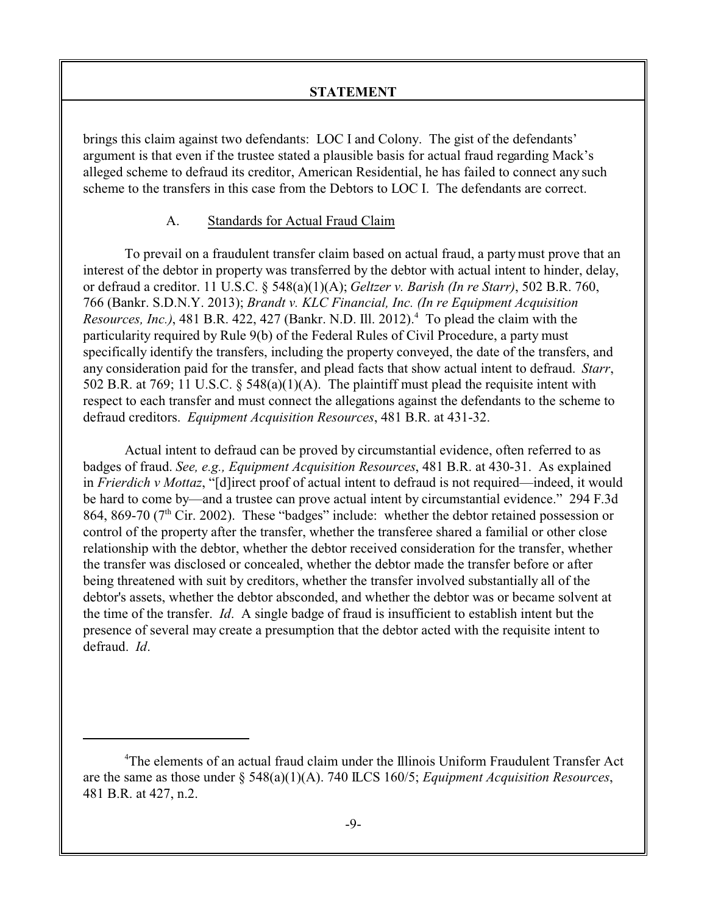brings this claim against two defendants: LOC I and Colony. The gist of the defendants' argument is that even if the trustee stated a plausible basis for actual fraud regarding Mack's alleged scheme to defraud its creditor, American Residential, he has failed to connect any such scheme to the transfers in this case from the Debtors to LOC I. The defendants are correct.

### A. Standards for Actual Fraud Claim

To prevail on a fraudulent transfer claim based on actual fraud, a party must prove that an interest of the debtor in property was transferred by the debtor with actual intent to hinder, delay, or defraud a creditor. 11 U.S.C. § 548(a)(1)(A); *Geltzer v. Barish (In re Starr)*, 502 B.R. 760, 766 (Bankr. S.D.N.Y. 2013); *Brandt v. KLC Financial, Inc. (In re Equipment Acquisition Resources, Inc.)*, 481 B.R. 422, 427 (Bankr. N.D. Ill. 2012).[4] To plead the claim with the particularity required by Rule 9(b) of the Federal Rules of Civil Procedure, a party must specifically identify the transfers, including the property conveyed, the date of the transfers, and any consideration paid for the transfer, and plead facts that show actual intent to defraud. *Starr*, 502 B.R. at 769; 11 U.S.C. § 548(a)(1)(A). The plaintiff must plead the requisite intent with respect to each transfer and must connect the allegations against the defendants to the scheme to defraud creditors. *Equipment Acquisition Resources*, 481 B.R. at 431-32.

Actual intent to defraud can be proved by circumstantial evidence, often referred to as badges of fraud. *See, e.g., Equipment Acquisition Resources*, 481 B.R. at 430-31. As explained in *Frierdich v Mottaz*, "[d]irect proof of actual intent to defraud is not required—indeed, it would be hard to come by—and a trustee can prove actual intent by circumstantial evidence." 294 F.3d 864, 869-70 (7th Cir. 2002). These "badges" include: whether the debtor retained possession or control of the property after the transfer, whether the transferee shared a familial or other close relationship with the debtor, whether the debtor received consideration for the transfer, whether the transfer was disclosed or concealed, whether the debtor made the transfer before or after being threatened with suit by creditors, whether the transfer involved substantially all of the debtor's assets, whether the debtor absconded, and whether the debtor was or became solvent at the time of the transfer. *Id*. A single badge of fraud is insufficient to establish intent but the presence of several may create a presumption that the debtor acted with the requisite intent to defraud. *Id*.

---

[4] The elements of an actual fraud claim under the Illinois Uniform Fraudulent Transfer Act are the same as those under § 548(a)(1)(A). 740 ILCS 160/5; *Equipment Acquisition Resources*, 481 B.R. at 427, n.2.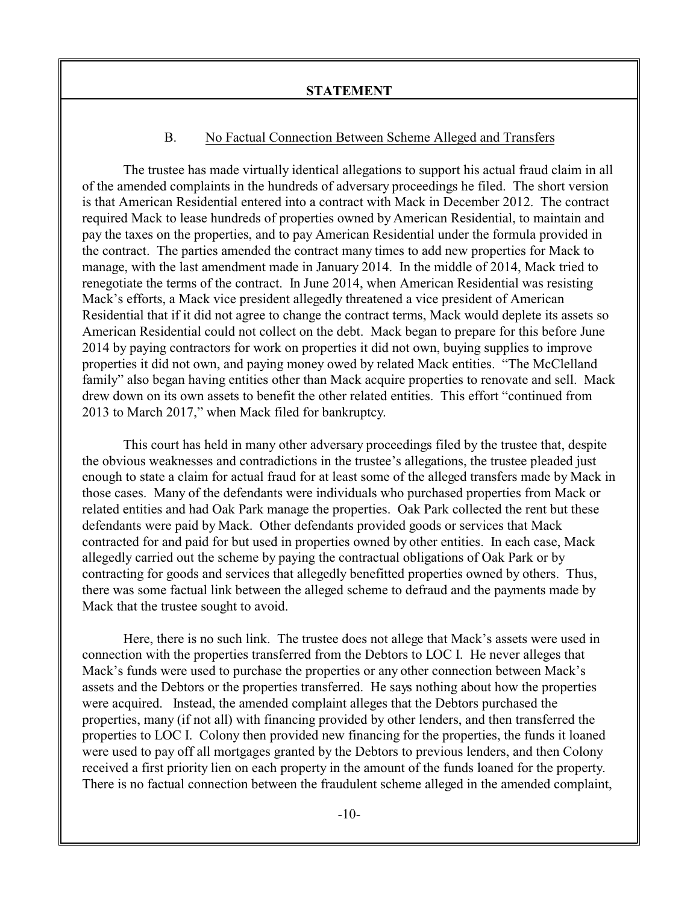**STATEMENT**

### B. No Factual Connection Between Scheme Alleged and Transfers

The trustee has made virtually identical allegations to support his actual fraud claim in all of the amended complaints in the hundreds of adversary proceedings he filed. The short version is that American Residential entered into a contract with Mack in December 2012. The contract required Mack to lease hundreds of properties owned by American Residential, to maintain and pay the taxes on the properties, and to pay American Residential under the formula provided in the contract. The parties amended the contract many times to add new properties for Mack to manage, with the last amendment made in January 2014. In the middle of 2014, Mack tried to renegotiate the terms of the contract. In June 2014, when American Residential was resisting Mack's efforts, a Mack vice president allegedly threatened a vice president of American Residential that if it did not agree to change the contract terms, Mack would deplete its assets so American Residential could not collect on the debt. Mack began to prepare for this before June 2014 by paying contractors for work on properties it did not own, buying supplies to improve properties it did not own, and paying money owed by related Mack entities. "The McClelland family" also began having entities other than Mack acquire properties to renovate and sell. Mack drew down on its own assets to benefit the other related entities. This effort "continued from 2013 to March 2017," when Mack filed for bankruptcy.

This court has held in many other adversary proceedings filed by the trustee that, despite the obvious weaknesses and contradictions in the trustee's allegations, the trustee pleaded just enough to state a claim for actual fraud for at least some of the alleged transfers made by Mack in those cases. Many of the defendants were individuals who purchased properties from Mack or related entities and had Oak Park manage the properties. Oak Park collected the rent but these defendants were paid by Mack. Other defendants provided goods or services that Mack contracted for and paid for but used in properties owned by other entities. In each case, Mack allegedly carried out the scheme by paying the contractual obligations of Oak Park or by contracting for goods and services that allegedly benefitted properties owned by others. Thus, there was some factual link between the alleged scheme to defraud and the payments made by Mack that the trustee sought to avoid.

Here, there is no such link. The trustee does not allege that Mack's assets were used in connection with the properties transferred from the Debtors to LOC I. He never alleges that Mack's funds were used to purchase the properties or any other connection between Mack's assets and the Debtors or the properties transferred. He says nothing about how the properties were acquired. Instead, the amended complaint alleges that the Debtors purchased the properties, many (if not all) with financing provided by other lenders, and then transferred the properties to LOC I. Colony then provided new financing for the properties, the funds it loaned were used to pay off all mortgages granted by the Debtors to previous lenders, and then Colony received a first priority lien on each property in the amount of the funds loaned for the property. There is no factual connection between the fraudulent scheme alleged in the amended complaint,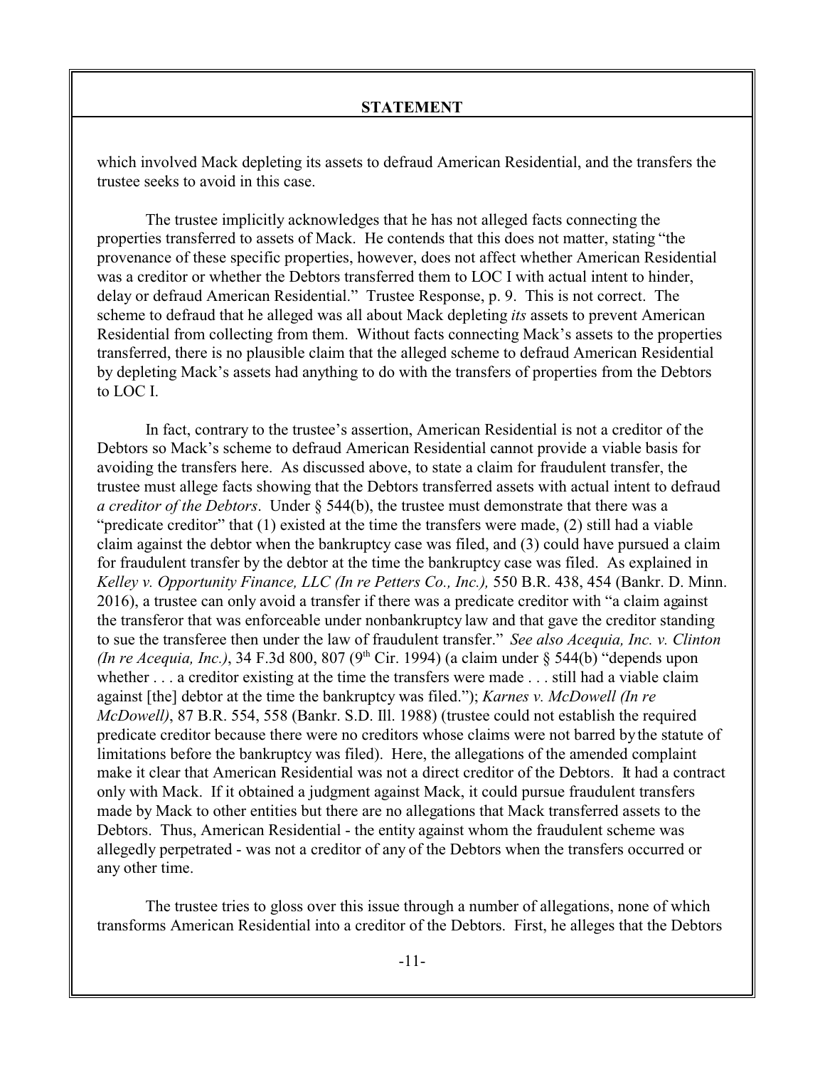## STATEMENT

which involved Mack depleting its assets to defraud American Residential, and the transfers the trustee seeks to avoid in this case.

The trustee implicitly acknowledges that he has not alleged facts connecting the properties transferred to assets of Mack. He contends that this does not matter, stating "the provenance of these specific properties, however, does not affect whether American Residential was a creditor or whether the Debtors transferred them to LOC I with actual intent to hinder, delay or defraud American Residential." Trustee Response, p. 9. This is not correct. The scheme to defraud that he alleged was all about Mack depleting *its* assets to prevent American Residential from collecting from them. Without facts connecting Mack's assets to the properties transferred, there is no plausible claim that the alleged scheme to defraud American Residential by depleting Mack's assets had anything to do with the transfers of properties from the Debtors to LOC I.

In fact, contrary to the trustee's assertion, American Residential is not a creditor of the Debtors so Mack's scheme to defraud American Residential cannot provide a viable basis for avoiding the transfers here. As discussed above, to state a claim for fraudulent transfer, the trustee must allege facts showing that the Debtors transferred assets with actual intent to defraud *a creditor of the Debtors*. Under § 544(b), the trustee must demonstrate that there was a "predicate creditor" that (1) existed at the time the transfers were made, (2) still had a viable claim against the debtor when the bankruptcy case was filed, and (3) could have pursued a claim for fraudulent transfer by the debtor at the time the bankruptcy case was filed. As explained in *Kelley v. Opportunity Finance, LLC (In re Petters Co., Inc.),* 550 B.R. 438, 454 (Bankr. D. Minn. 2016), a trustee can only avoid a transfer if there was a predicate creditor with "a claim against the transferor that was enforceable under nonbankruptcy law and that gave the creditor standing to sue the transferee then under the law of fraudulent transfer." *See also Acequia, Inc. v. Clinton (In re Acequia, Inc.)*, 34 F.3d 800, 807 (9th Cir. 1994) (a claim under § 544(b) "depends upon whether . . . a creditor existing at the time the transfers were made . . . still had a viable claim against [the] debtor at the time the bankruptcy was filed."); *Karnes v. McDowell (In re McDowell)*, 87 B.R. 554, 558 (Bankr. S.D. Ill. 1988) (trustee could not establish the required predicate creditor because there were no creditors whose claims were not barred by the statute of limitations before the bankruptcy was filed). Here, the allegations of the amended complaint make it clear that American Residential was not a direct creditor of the Debtors. It had a contract only with Mack. If it obtained a judgment against Mack, it could pursue fraudulent transfers made by Mack to other entities but there are no allegations that Mack transferred assets to the Debtors. Thus, American Residential - the entity against whom the fraudulent scheme was allegedly perpetrated - was not a creditor of any of the Debtors when the transfers occurred or any other time.

The trustee tries to gloss over this issue through a number of allegations, none of which transforms American Residential into a creditor of the Debtors. First, he alleges that the Debtors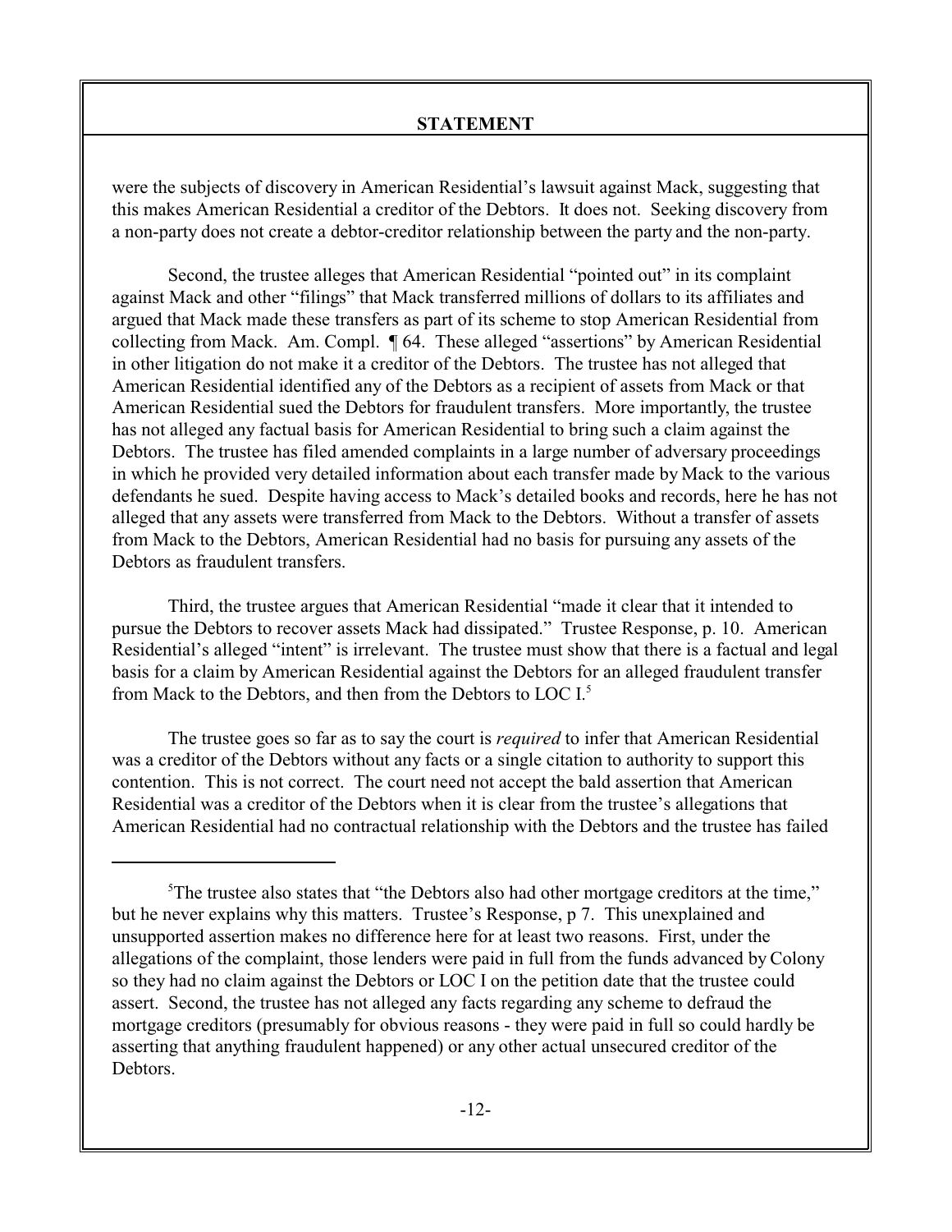were the subjects of discovery in American Residential's lawsuit against Mack, suggesting that this makes American Residential a creditor of the Debtors. It does not. Seeking discovery from a non-party does not create a debtor-creditor relationship between the party and the non-party.

Second, the trustee alleges that American Residential "pointed out" in its complaint against Mack and other "filings" that Mack transferred millions of dollars to its affiliates and argued that Mack made these transfers as part of its scheme to stop American Residential from collecting from Mack. Am. Compl. ¶ 64. These alleged "assertions" by American Residential in other litigation do not make it a creditor of the Debtors. The trustee has not alleged that American Residential identified any of the Debtors as a recipient of assets from Mack or that American Residential sued the Debtors for fraudulent transfers. More importantly, the trustee has not alleged any factual basis for American Residential to bring such a claim against the Debtors. The trustee has filed amended complaints in a large number of adversary proceedings in which he provided very detailed information about each transfer made by Mack to the various defendants he sued. Despite having access to Mack's detailed books and records, here he has not alleged that any assets were transferred from Mack to the Debtors. Without a transfer of assets from Mack to the Debtors, American Residential had no basis for pursuing any assets of the Debtors as fraudulent transfers.

Third, the trustee argues that American Residential "made it clear that it intended to pursue the Debtors to recover assets Mack had dissipated." Trustee Response, p. 10. American Residential's alleged "intent" is irrelevant. The trustee must show that there is a factual and legal basis for a claim by American Residential against the Debtors for an alleged fraudulent transfer from Mack to the Debtors, and then from the Debtors to LOC I.[5]

The trustee goes so far as to say the court is *required* to infer that American Residential was a creditor of the Debtors without any facts or a single citation to authority to support this contention. This is not correct. The court need not accept the bald assertion that American Residential was a creditor of the Debtors when it is clear from the trustee's allegations that American Residential had no contractual relationship with the Debtors and the trustee has failed

---

[5]The trustee also states that "the Debtors also had other mortgage creditors at the time," but he never explains why this matters. Trustee's Response, p 7. This unexplained and unsupported assertion makes no difference here for at least two reasons. First, under the allegations of the complaint, those lenders were paid in full from the funds advanced by Colony so they had no claim against the Debtors or LOC I on the petition date that the trustee could assert. Second, the trustee has not alleged any facts regarding any scheme to defraud the mortgage creditors (presumably for obvious reasons - they were paid in full so could hardly be asserting that anything fraudulent happened) or any other actual unsecured creditor of the Debtors.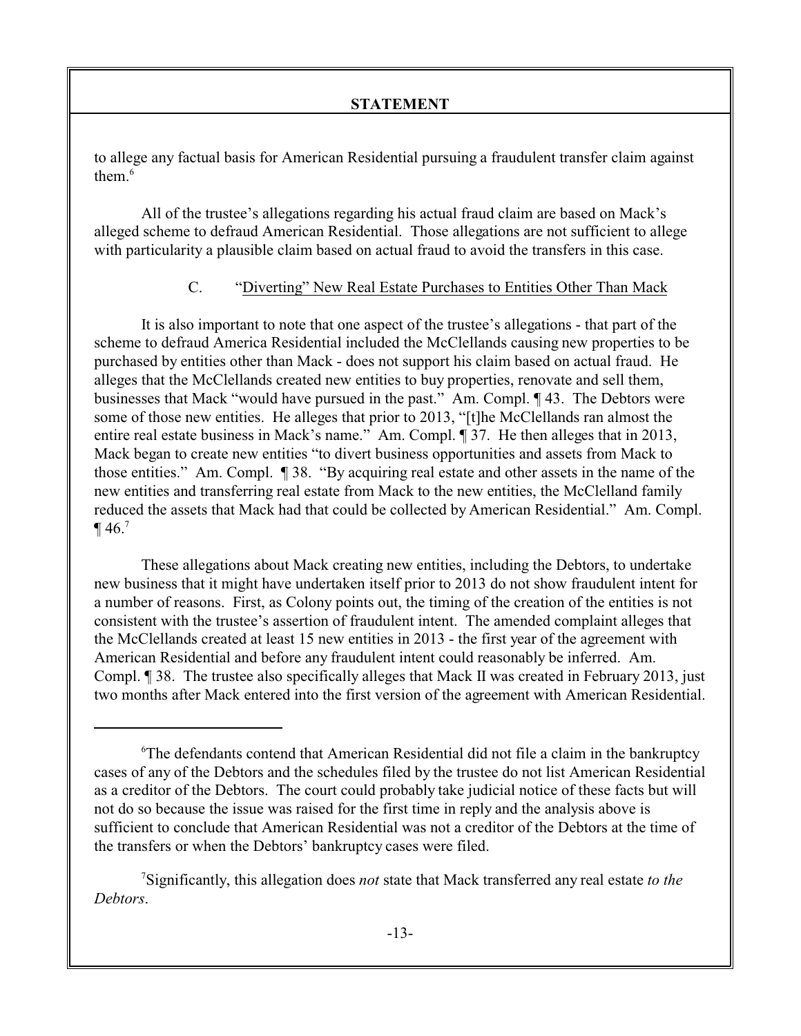to allege any factual basis for American Residential pursuing a fraudulent transfer claim against them.[6]

All of the trustee's allegations regarding his actual fraud claim are based on Mack's alleged scheme to defraud American Residential. Those allegations are not sufficient to allege with particularity a plausible claim based on actual fraud to avoid the transfers in this case.

C. "Diverting" New Real Estate Purchases to Entities Other Than Mack

It is also important to note that one aspect of the trustee's allegations - that part of the scheme to defraud America Residential included the McClellands causing new properties to be purchased by entities other than Mack - does not support his claim based on actual fraud. He alleges that the McClellands created new entities to buy properties, renovate and sell them, businesses that Mack "would have pursued in the past." Am. Compl. ¶ 43. The Debtors were some of those new entities. He alleges that prior to 2013, "[t]he McClellands ran almost the entire real estate business in Mack's name." Am. Compl. ¶ 37. He then alleges that in 2013, Mack began to create new entities "to divert business opportunities and assets from Mack to those entities." Am. Compl. ¶ 38. "By acquiring real estate and other assets in the name of the new entities and transferring real estate from Mack to the new entities, the McClelland family reduced the assets that Mack had that could be collected by American Residential." Am. Compl. ¶ 46.[7]

These allegations about Mack creating new entities, including the Debtors, to undertake new business that it might have undertaken itself prior to 2013 do not show fraudulent intent for a number of reasons. First, as Colony points out, the timing of the creation of the entities is not consistent with the trustee's assertion of fraudulent intent. The amended complaint alleges that the McClellands created at least 15 new entities in 2013 - the first year of the agreement with American Residential and before any fraudulent intent could reasonably be inferred. Am. Compl. ¶ 38. The trustee also specifically alleges that Mack II was created in February 2013, just two months after Mack entered into the first version of the agreement with American Residential.

---

[6]The defendants contend that American Residential did not file a claim in the bankruptcy cases of any of the Debtors and the schedules filed by the trustee do not list American Residential as a creditor of the Debtors. The court could probably take judicial notice of these facts but will not do so because the issue was raised for the first time in reply and the analysis above is sufficient to conclude that American Residential was not a creditor of the Debtors at the time of the transfers or when the Debtors' bankruptcy cases were filed.

[7]Significantly, this allegation does *not* state that Mack transferred any real estate *to the Debtors*.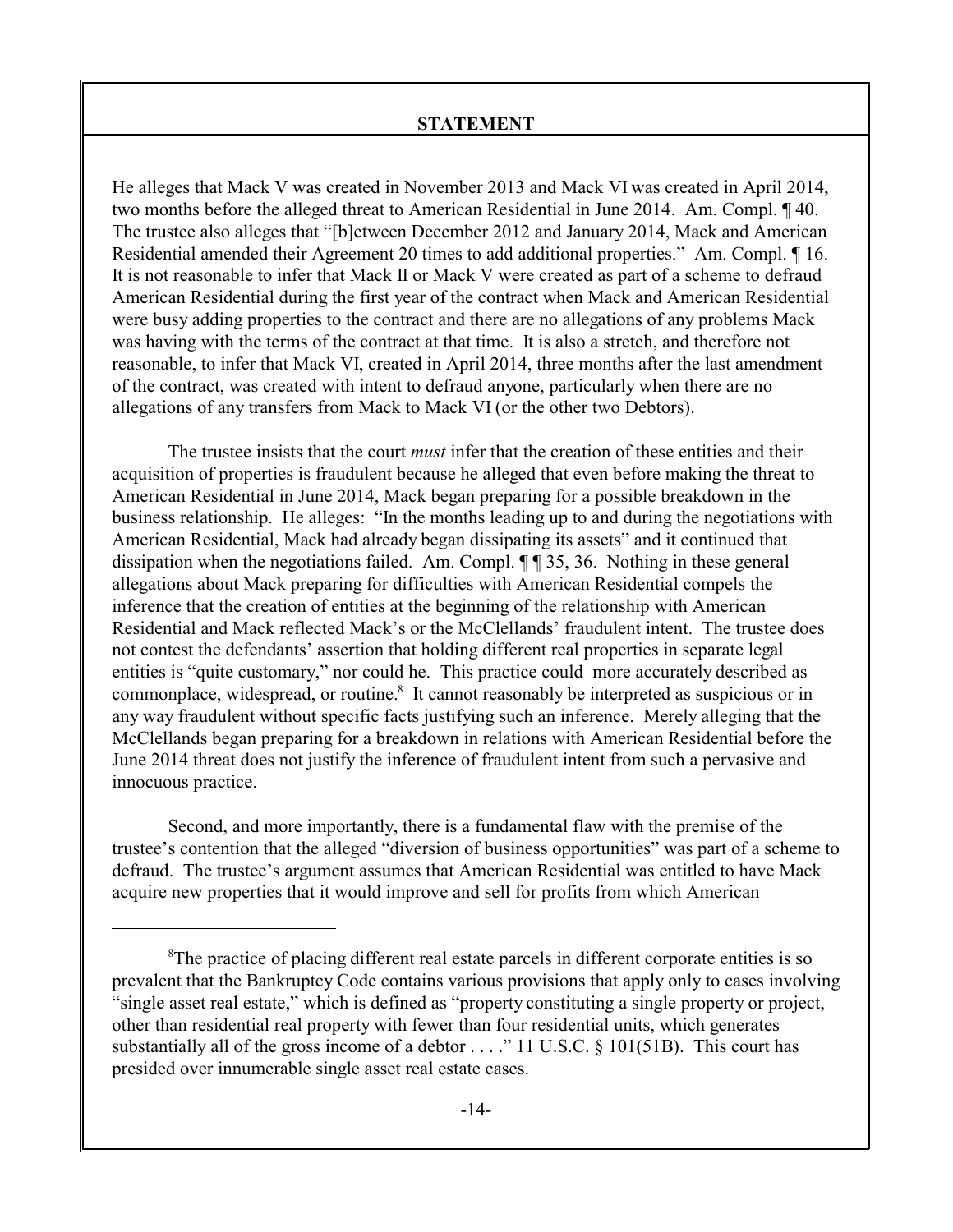**STATEMENT**

He alleges that Mack V was created in November 2013 and Mack VI was created in April 2014, two months before the alleged threat to American Residential in June 2014. Am. Compl. ¶ 40. The trustee also alleges that "[b]etween December 2012 and January 2014, Mack and American Residential amended their Agreement 20 times to add additional properties." Am. Compl. ¶ 16. It is not reasonable to infer that Mack II or Mack V were created as part of a scheme to defraud American Residential during the first year of the contract when Mack and American Residential were busy adding properties to the contract and there are no allegations of any problems Mack was having with the terms of the contract at that time. It is also a stretch, and therefore not reasonable, to infer that Mack VI, created in April 2014, three months after the last amendment of the contract, was created with intent to defraud anyone, particularly when there are no allegations of any transfers from Mack to Mack VI (or the other two Debtors).

The trustee insists that the court *must* infer that the creation of these entities and their acquisition of properties is fraudulent because he alleged that even before making the threat to American Residential in June 2014, Mack began preparing for a possible breakdown in the business relationship. He alleges: "In the months leading up to and during the negotiations with American Residential, Mack had already began dissipating its assets" and it continued that dissipation when the negotiations failed. Am. Compl. ¶ ¶ 35, 36. Nothing in these general allegations about Mack preparing for difficulties with American Residential compels the inference that the creation of entities at the beginning of the relationship with American Residential and Mack reflected Mack's or the McClellands' fraudulent intent. The trustee does not contest the defendants' assertion that holding different real properties in separate legal entities is "quite customary," nor could he. This practice could more accurately described as commonplace, widespread, or routine.[8] It cannot reasonably be interpreted as suspicious or in any way fraudulent without specific facts justifying such an inference. Merely alleging that the McClellands began preparing for a breakdown in relations with American Residential before the June 2014 threat does not justify the inference of fraudulent intent from such a pervasive and innocuous practice.

Second, and more importantly, there is a fundamental flaw with the premise of the trustee's contention that the alleged "diversion of business opportunities" was part of a scheme to defraud. The trustee's argument assumes that American Residential was entitled to have Mack acquire new properties that it would improve and sell for profits from which American

---

[8] The practice of placing different real estate parcels in different corporate entities is so prevalent that the Bankruptcy Code contains various provisions that apply only to cases involving "single asset real estate," which is defined as "property constituting a single property or project, other than residential real property with fewer than four residential units, which generates substantially all of the gross income of a debtor . . . ." 11 U.S.C. § 101(51B). This court has presided over innumerable single asset real estate cases.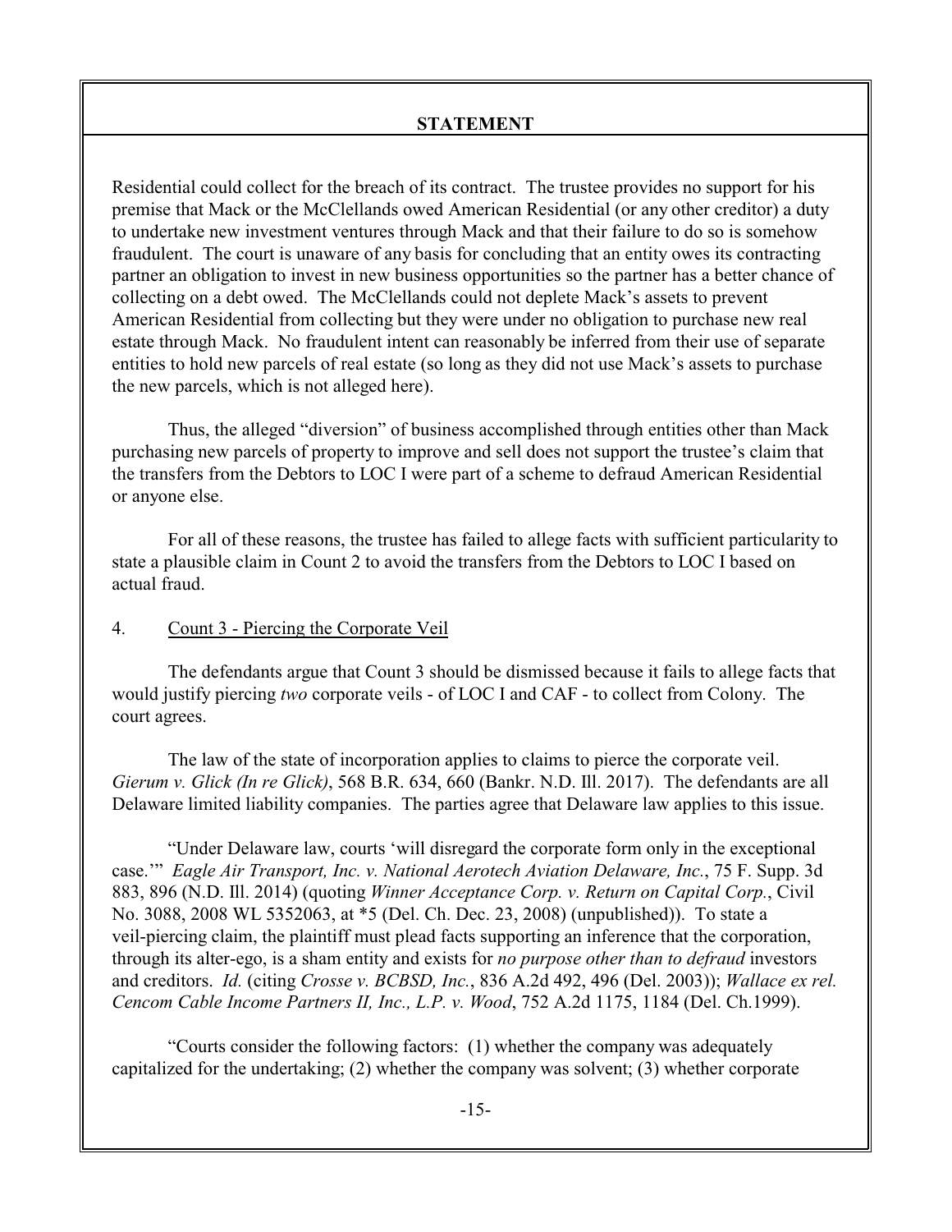**STATEMENT**

Residential could collect for the breach of its contract. The trustee provides no support for his premise that Mack or the McClellands owed American Residential (or any other creditor) a duty to undertake new investment ventures through Mack and that their failure to do so is somehow fraudulent. The court is unaware of any basis for concluding that an entity owes its contracting partner an obligation to invest in new business opportunities so the partner has a better chance of collecting on a debt owed. The McClellands could not deplete Mack's assets to prevent American Residential from collecting but they were under no obligation to purchase new real estate through Mack. No fraudulent intent can reasonably be inferred from their use of separate entities to hold new parcels of real estate (so long as they did not use Mack's assets to purchase the new parcels, which is not alleged here).

Thus, the alleged "diversion" of business accomplished through entities other than Mack purchasing new parcels of property to improve and sell does not support the trustee's claim that the transfers from the Debtors to LOC I were part of a scheme to defraud American Residential or anyone else.

For all of these reasons, the trustee has failed to allege facts with sufficient particularity to state a plausible claim in Count 2 to avoid the transfers from the Debtors to LOC I based on actual fraud.

4. Count 3 - Piercing the Corporate Veil

The defendants argue that Count 3 should be dismissed because it fails to allege facts that would justify piercing *two* corporate veils - of LOC I and CAF - to collect from Colony. The court agrees.

The law of the state of incorporation applies to claims to pierce the corporate veil. *Gierum v. Glick (In re Glick)*, 568 B.R. 634, 660 (Bankr. N.D. Ill. 2017). The defendants are all Delaware limited liability companies. The parties agree that Delaware law applies to this issue.

"Under Delaware law, courts 'will disregard the corporate form only in the exceptional case.'" *Eagle Air Transport, Inc. v. National Aerotech Aviation Delaware, Inc.*, 75 F. Supp. 3d 883, 896 (N.D. Ill. 2014) (quoting *Winner Acceptance Corp. v. Return on Capital Corp.*, Civil No. 3088, 2008 WL 5352063, at *5 (Del. Ch. Dec. 23, 2008) (unpublished)). To state a veil-piercing claim, the plaintiff must plead facts supporting an inference that the corporation, through its alter-ego, is a sham entity and exists for *no purpose other than to defraud* investors and creditors. *Id.* (citing *Crosse v. BCBSD, Inc.*, 836 A.2d 492, 496 (Del. 2003)); *Wallace ex rel. Cencom Cable Income Partners II, Inc., L.P. v. Wood*, 752 A.2d 1175, 1184 (Del. Ch.1999).

"Courts consider the following factors: (1) whether the company was adequately capitalized for the undertaking; (2) whether the company was solvent; (3) whether corporate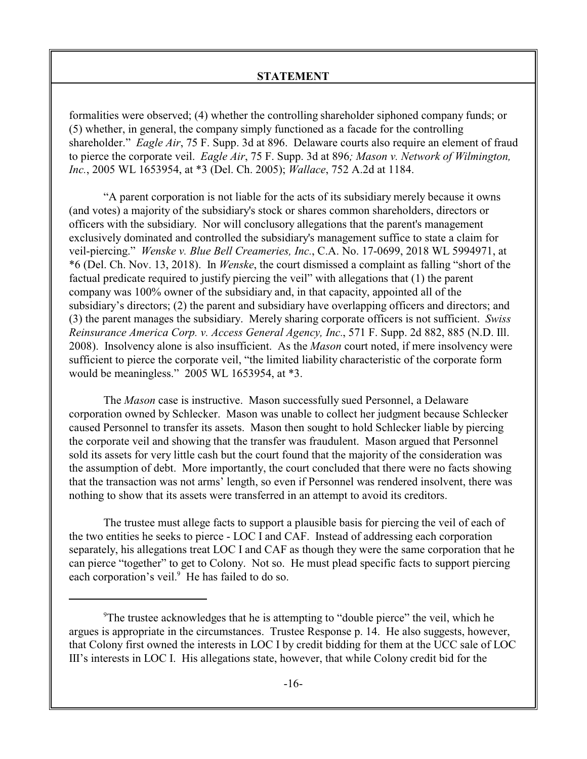formalities were observed; (4) whether the controlling shareholder siphoned company funds; or (5) whether, in general, the company simply functioned as a facade for the controlling shareholder." *Eagle Air*, 75 F. Supp. 3d at 896. Delaware courts also require an element of fraud to pierce the corporate veil. *Eagle Air*, 75 F. Supp. 3d at 896*; Mason v. Network of Wilmington, Inc.*, 2005 WL 1653954, at *3 (Del. Ch. 2005); *Wallace*, 752 A.2d at 1184.

"A parent corporation is not liable for the acts of its subsidiary merely because it owns (and votes) a majority of the subsidiary's stock or shares common shareholders, directors or officers with the subsidiary. Nor will conclusory allegations that the parent's management exclusively dominated and controlled the subsidiary's management suffice to state a claim for veil-piercing." *Wenske v. Blue Bell Creameries, Inc.*, C.A. No. 17-0699, 2018 WL 5994971, at *6 (Del. Ch. Nov. 13, 2018). In *Wenske*, the court dismissed a complaint as falling "short of the factual predicate required to justify piercing the veil" with allegations that (1) the parent company was 100% owner of the subsidiary and, in that capacity, appointed all of the subsidiary's directors; (2) the parent and subsidiary have overlapping officers and directors; and (3) the parent manages the subsidiary. Merely sharing corporate officers is not sufficient. *Swiss Reinsurance America Corp. v. Access General Agency, Inc.*, 571 F. Supp. 2d 882, 885 (N.D. Ill. 2008). Insolvency alone is also insufficient. As the *Mason* court noted, if mere insolvency were sufficient to pierce the corporate veil, "the limited liability characteristic of the corporate form would be meaningless." 2005 WL 1653954, at *3.

The *Mason* case is instructive. Mason successfully sued Personnel, a Delaware corporation owned by Schlecker. Mason was unable to collect her judgment because Schlecker caused Personnel to transfer its assets. Mason then sought to hold Schlecker liable by piercing the corporate veil and showing that the transfer was fraudulent. Mason argued that Personnel sold its assets for very little cash but the court found that the majority of the consideration was the assumption of debt. More importantly, the court concluded that there were no facts showing that the transaction was not arms' length, so even if Personnel was rendered insolvent, there was nothing to show that its assets were transferred in an attempt to avoid its creditors.

The trustee must allege facts to support a plausible basis for piercing the veil of each of the two entities he seeks to pierce - LOC I and CAF. Instead of addressing each corporation separately, his allegations treat LOC I and CAF as though they were the same corporation that he can pierce "together" to get to Colony. Not so. He must plead specific facts to support piercing each corporation's veil.[9] He has failed to do so.

---

[9]The trustee acknowledges that he is attempting to "double pierce" the veil, which he argues is appropriate in the circumstances. Trustee Response p. 14. He also suggests, however, that Colony first owned the interests in LOC I by credit bidding for them at the UCC sale of LOC III's interests in LOC I. His allegations state, however, that while Colony credit bid for the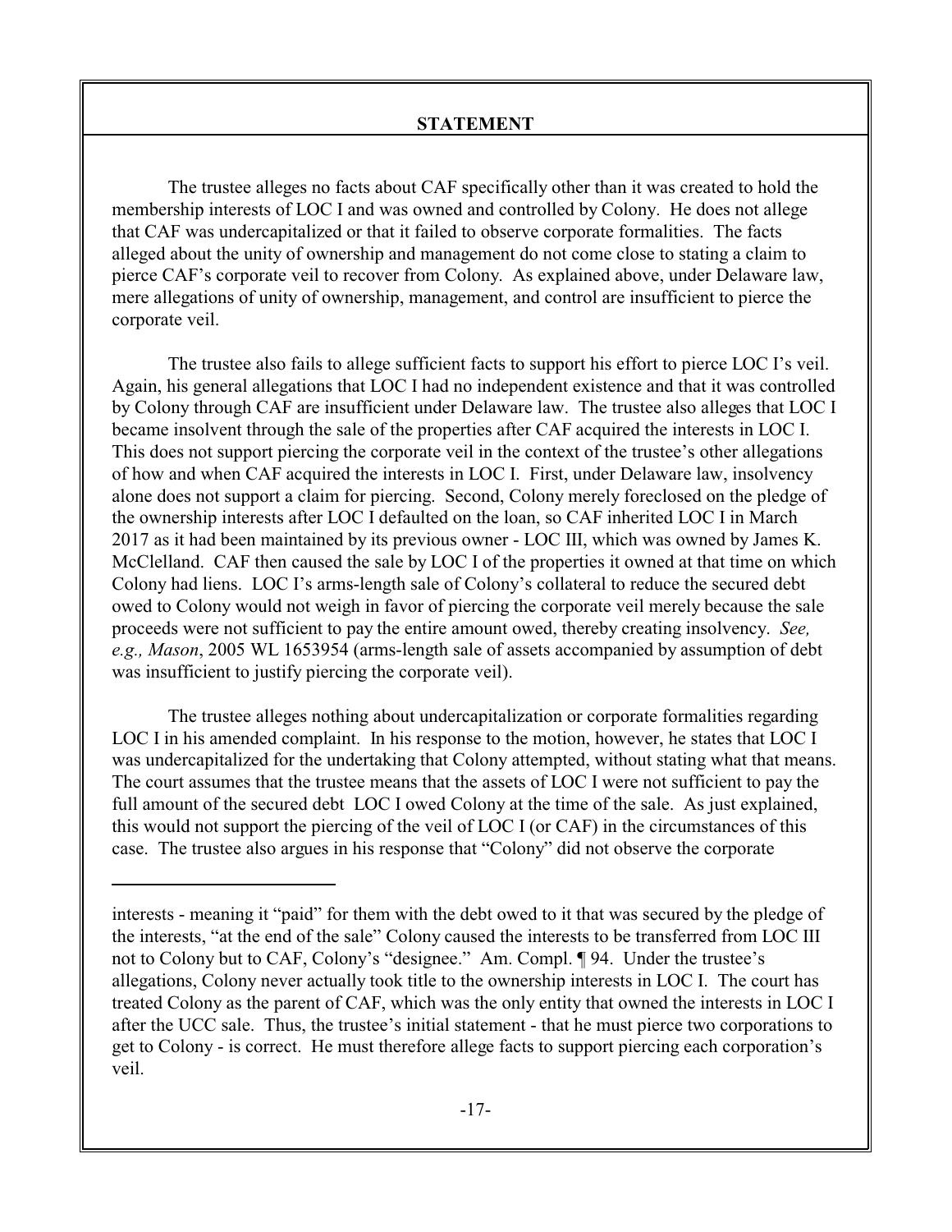**STATEMENT**

The trustee alleges no facts about CAF specifically other than it was created to hold the membership interests of LOC I and was owned and controlled by Colony. He does not allege that CAF was undercapitalized or that it failed to observe corporate formalities. The facts alleged about the unity of ownership and management do not come close to stating a claim to pierce CAF's corporate veil to recover from Colony. As explained above, under Delaware law, mere allegations of unity of ownership, management, and control are insufficient to pierce the corporate veil.

The trustee also fails to allege sufficient facts to support his effort to pierce LOC I's veil. Again, his general allegations that LOC I had no independent existence and that it was controlled by Colony through CAF are insufficient under Delaware law. The trustee also alleges that LOC I became insolvent through the sale of the properties after CAF acquired the interests in LOC I. This does not support piercing the corporate veil in the context of the trustee's other allegations of how and when CAF acquired the interests in LOC I. First, under Delaware law, insolvency alone does not support a claim for piercing. Second, Colony merely foreclosed on the pledge of the ownership interests after LOC I defaulted on the loan, so CAF inherited LOC I in March 2017 as it had been maintained by its previous owner - LOC III, which was owned by James K. McClelland. CAF then caused the sale by LOC I of the properties it owned at that time on which Colony had liens. LOC I's arms-length sale of Colony's collateral to reduce the secured debt owed to Colony would not weigh in favor of piercing the corporate veil merely because the sale proceeds were not sufficient to pay the entire amount owed, thereby creating insolvency. *See, e.g., Mason*, 2005 WL 1653954 (arms-length sale of assets accompanied by assumption of debt was insufficient to justify piercing the corporate veil).

The trustee alleges nothing about undercapitalization or corporate formalities regarding LOC I in his amended complaint. In his response to the motion, however, he states that LOC I was undercapitalized for the undertaking that Colony attempted, without stating what that means. The court assumes that the trustee means that the assets of LOC I were not sufficient to pay the full amount of the secured debt LOC I owed Colony at the time of the sale. As just explained, this would not support the piercing of the veil of LOC I (or CAF) in the circumstances of this case. The trustee also argues in his response that "Colony" did not observe the corporate

---

interests - meaning it "paid" for them with the debt owed to it that was secured by the pledge of the interests, "at the end of the sale" Colony caused the interests to be transferred from LOC III not to Colony but to CAF, Colony's "designee." Am. Compl. ¶ 94. Under the trustee's allegations, Colony never actually took title to the ownership interests in LOC I. The court has treated Colony as the parent of CAF, which was the only entity that owned the interests in LOC I after the UCC sale. Thus, the trustee's initial statement - that he must pierce two corporations to get to Colony - is correct. He must therefore allege facts to support piercing each corporation's veil.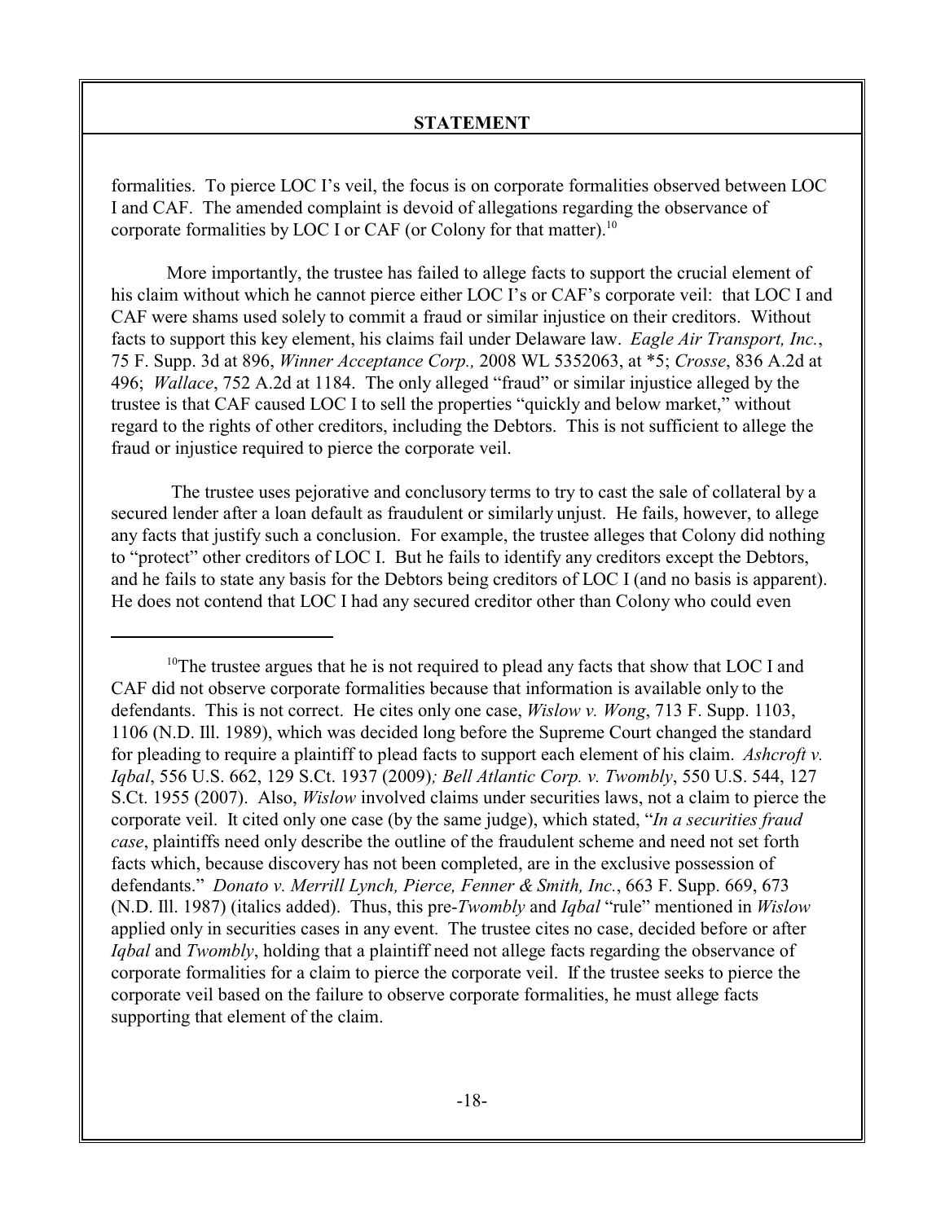formalities. To pierce LOC I's veil, the focus is on corporate formalities observed between LOC I and CAF. The amended complaint is devoid of allegations regarding the observance of corporate formalities by LOC I or CAF (or Colony for that matter).[10]

More importantly, the trustee has failed to allege facts to support the crucial element of his claim without which he cannot pierce either LOC I's or CAF's corporate veil: that LOC I and CAF were shams used solely to commit a fraud or similar injustice on their creditors. Without facts to support this key element, his claims fail under Delaware law. *Eagle Air Transport, Inc.*, 75 F. Supp. 3d at 896, *Winner Acceptance Corp.,* 2008 WL 5352063, at *5; *Crosse*, 836 A.2d at 496; *Wallace*, 752 A.2d at 1184. The only alleged "fraud" or similar injustice alleged by the trustee is that CAF caused LOC I to sell the properties "quickly and below market," without regard to the rights of other creditors, including the Debtors. This is not sufficient to allege the fraud or injustice required to pierce the corporate veil.

The trustee uses pejorative and conclusory terms to try to cast the sale of collateral by a secured lender after a loan default as fraudulent or similarly unjust. He fails, however, to allege any facts that justify such a conclusion. For example, the trustee alleges that Colony did nothing to "protect" other creditors of LOC I. But he fails to identify any creditors except the Debtors, and he fails to state any basis for the Debtors being creditors of LOC I (and no basis is apparent). He does not contend that LOC I had any secured creditor other than Colony who could even

---

[10] The trustee argues that he is not required to plead any facts that show that LOC I and CAF did not observe corporate formalities because that information is available only to the defendants. This is not correct. He cites only one case, *Wislow v. Wong*, 713 F. Supp. 1103, 1106 (N.D. Ill. 1989), which was decided long before the Supreme Court changed the standard for pleading to require a plaintiff to plead facts to support each element of his claim. *Ashcroft v. Iqbal*, 556 U.S. 662, 129 S.Ct. 1937 (2009); *Bell Atlantic Corp. v. Twombly*, 550 U.S. 544, 127 S.Ct. 1955 (2007). Also, *Wislow* involved claims under securities laws, not a claim to pierce the corporate veil. It cited only one case (by the same judge), which stated, "*In a securities fraud case*, plaintiffs need only describe the outline of the fraudulent scheme and need not set forth facts which, because discovery has not been completed, are in the exclusive possession of defendants." *Donato v. Merrill Lynch, Pierce, Fenner & Smith, Inc.*, 663 F. Supp. 669, 673 (N.D. Ill. 1987) (italics added). Thus, this pre-*Twombly* and *Iqbal* "rule" mentioned in *Wislow* applied only in securities cases in any event. The trustee cites no case, decided before or after *Iqbal* and *Twombly*, holding that a plaintiff need not allege facts regarding the observance of corporate formalities for a claim to pierce the corporate veil. If the trustee seeks to pierce the corporate veil based on the failure to observe corporate formalities, he must allege facts supporting that element of the claim.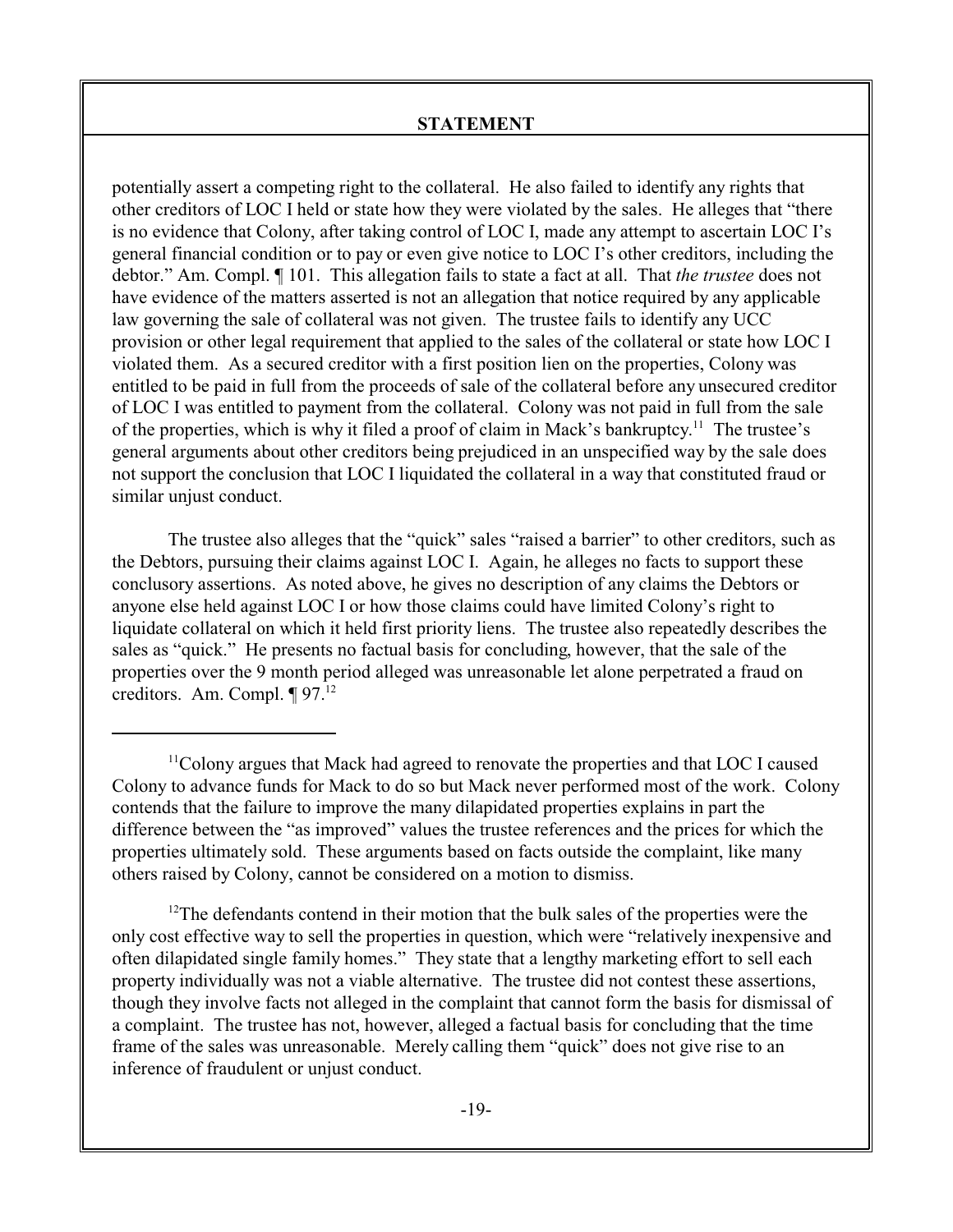**STATEMENT**

potentially assert a competing right to the collateral. He also failed to identify any rights that other creditors of LOC I held or state how they were violated by the sales. He alleges that "there is no evidence that Colony, after taking control of LOC I, made any attempt to ascertain LOC I's general financial condition or to pay or even give notice to LOC I's other creditors, including the debtor." Am. Compl. ¶ 101. This allegation fails to state a fact at all. That *the trustee* does not have evidence of the matters asserted is not an allegation that notice required by any applicable law governing the sale of collateral was not given. The trustee fails to identify any UCC provision or other legal requirement that applied to the sales of the collateral or state how LOC I violated them. As a secured creditor with a first position lien on the properties, Colony was entitled to be paid in full from the proceeds of sale of the collateral before any unsecured creditor of LOC I was entitled to payment from the collateral. Colony was not paid in full from the sale of the properties, which is why it filed a proof of claim in Mack's bankruptcy.[11] The trustee's general arguments about other creditors being prejudiced in an unspecified way by the sale does not support the conclusion that LOC I liquidated the collateral in a way that constituted fraud or similar unjust conduct.

The trustee also alleges that the "quick" sales "raised a barrier" to other creditors, such as the Debtors, pursuing their claims against LOC I. Again, he alleges no facts to support these conclusory assertions. As noted above, he gives no description of any claims the Debtors or anyone else held against LOC I or how those claims could have limited Colony's right to liquidate collateral on which it held first priority liens. The trustee also repeatedly describes the sales as "quick." He presents no factual basis for concluding, however, that the sale of the properties over the 9 month period alleged was unreasonable let alone perpetrated a fraud on creditors. Am. Compl. ¶ 97.[12]

---

[11] Colony argues that Mack had agreed to renovate the properties and that LOC I caused Colony to advance funds for Mack to do so but Mack never performed most of the work. Colony contends that the failure to improve the many dilapidated properties explains in part the difference between the "as improved" values the trustee references and the prices for which the properties ultimately sold. These arguments based on facts outside the complaint, like many others raised by Colony, cannot be considered on a motion to dismiss.

[12] The defendants contend in their motion that the bulk sales of the properties were the only cost effective way to sell the properties in question, which were "relatively inexpensive and often dilapidated single family homes." They state that a lengthy marketing effort to sell each property individually was not a viable alternative. The trustee did not contest these assertions, though they involve facts not alleged in the complaint that cannot form the basis for dismissal of a complaint. The trustee has not, however, alleged a factual basis for concluding that the time frame of the sales was unreasonable. Merely calling them "quick" does not give rise to an inference of fraudulent or unjust conduct.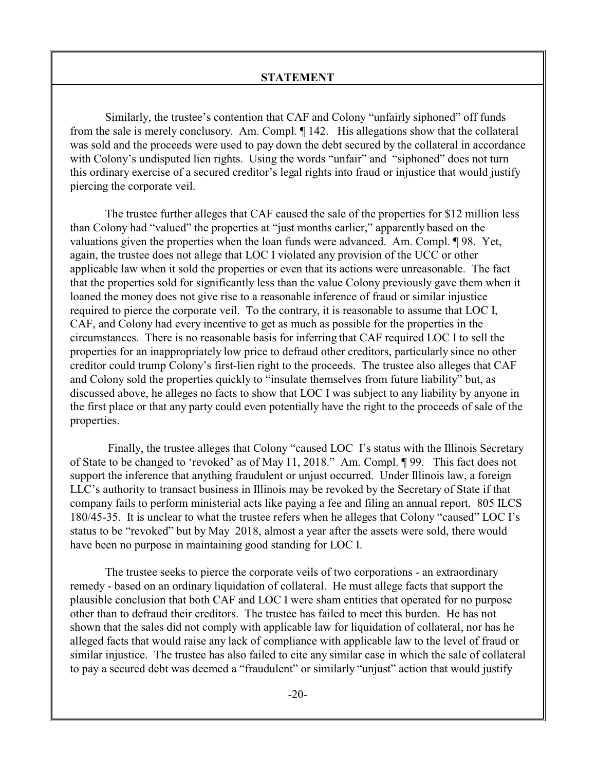**STATEMENT**

Similarly, the trustee's contention that CAF and Colony "unfairly siphoned" off funds from the sale is merely conclusory. Am. Compl. ¶ 142. His allegations show that the collateral was sold and the proceeds were used to pay down the debt secured by the collateral in accordance with Colony's undisputed lien rights. Using the words "unfair" and "siphoned" does not turn this ordinary exercise of a secured creditor's legal rights into fraud or injustice that would justify piercing the corporate veil.

The trustee further alleges that CAF caused the sale of the properties for $12 million less than Colony had "valued" the properties at "just months earlier," apparently based on the valuations given the properties when the loan funds were advanced. Am. Compl. ¶ 98. Yet, again, the trustee does not allege that LOC I violated any provision of the UCC or other applicable law when it sold the properties or even that its actions were unreasonable. The fact that the properties sold for significantly less than the value Colony previously gave them when it loaned the money does not give rise to a reasonable inference of fraud or similar injustice required to pierce the corporate veil. To the contrary, it is reasonable to assume that LOC I, CAF, and Colony had every incentive to get as much as possible for the properties in the circumstances. There is no reasonable basis for inferring that CAF required LOC I to sell the properties for an inappropriately low price to defraud other creditors, particularly since no other creditor could trump Colony's first-lien right to the proceeds. The trustee also alleges that CAF and Colony sold the properties quickly to "insulate themselves from future liability" but, as discussed above, he alleges no facts to show that LOC I was subject to any liability by anyone in the first place or that any party could even potentially have the right to the proceeds of sale of the properties.

Finally, the trustee alleges that Colony "caused LOC I's status with the Illinois Secretary of State to be changed to 'revoked' as of May 11, 2018." Am. Compl. ¶ 99. This fact does not support the inference that anything fraudulent or unjust occurred. Under Illinois law, a foreign LLC's authority to transact business in Illinois may be revoked by the Secretary of State if that company fails to perform ministerial acts like paying a fee and filing an annual report. 805 ILCS 180/45-35. It is unclear to what the trustee refers when he alleges that Colony "caused" LOC I's status to be "revoked" but by May 2018, almost a year after the assets were sold, there would have been no purpose in maintaining good standing for LOC I.

The trustee seeks to pierce the corporate veils of two corporations - an extraordinary remedy - based on an ordinary liquidation of collateral. He must allege facts that support the plausible conclusion that both CAF and LOC I were sham entities that operated for no purpose other than to defraud their creditors. The trustee has failed to meet this burden. He has not shown that the sales did not comply with applicable law for liquidation of collateral, nor has he alleged facts that would raise any lack of compliance with applicable law to the level of fraud or similar injustice. The trustee has also failed to cite any similar case in which the sale of collateral to pay a secured debt was deemed a "fraudulent" or similarly "unjust" action that would justify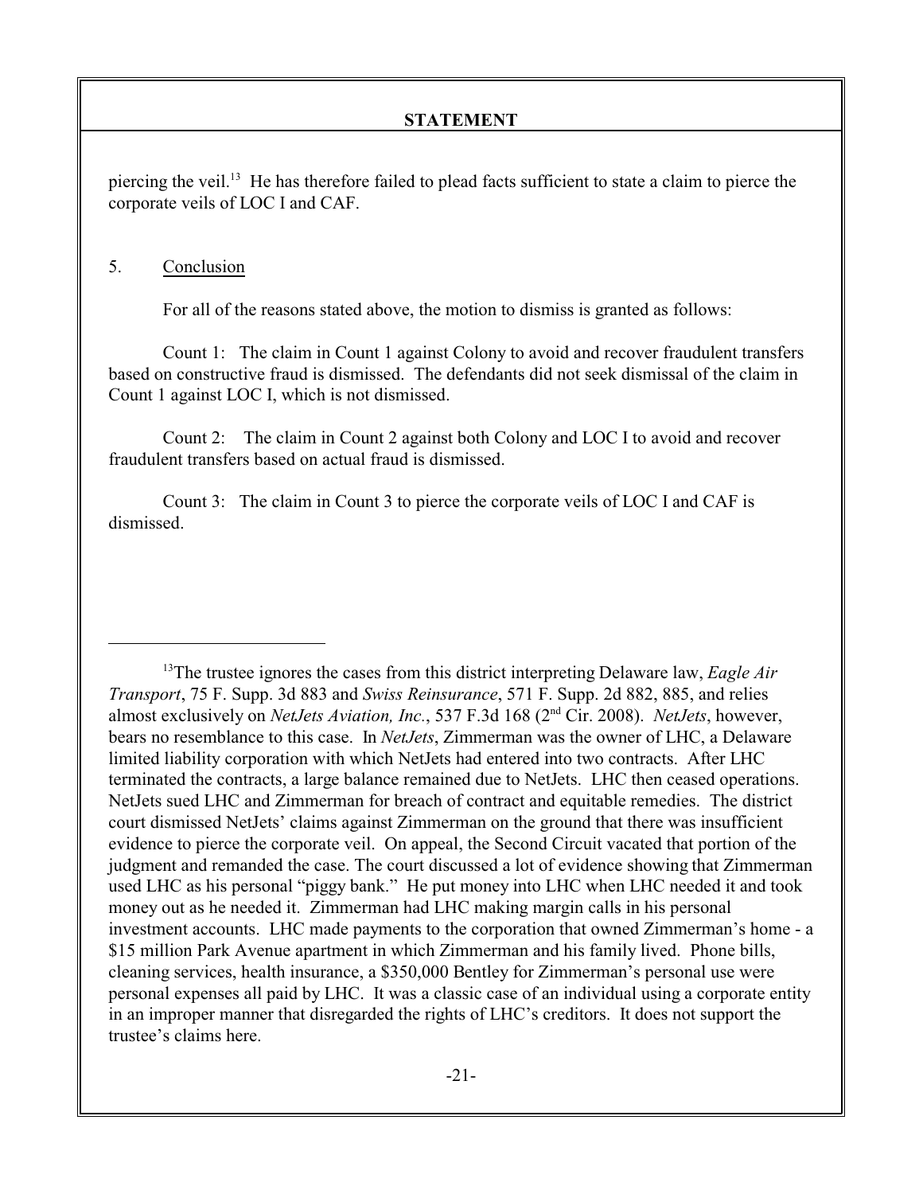piercing the veil.[13] He has therefore failed to plead facts sufficient to state a claim to pierce the corporate veils of LOC I and CAF.

5. Conclusion

For all of the reasons stated above, the motion to dismiss is granted as follows:

Count 1: The claim in Count 1 against Colony to avoid and recover fraudulent transfers based on constructive fraud is dismissed. The defendants did not seek dismissal of the claim in Count 1 against LOC I, which is not dismissed.

Count 2: The claim in Count 2 against both Colony and LOC I to avoid and recover fraudulent transfers based on actual fraud is dismissed.

Count 3: The claim in Count 3 to pierce the corporate veils of LOC I and CAF is dismissed.

---

[13] The trustee ignores the cases from this district interpreting Delaware law, *Eagle Air Transport*, 75 F. Supp. 3d 883 and *Swiss Reinsurance*, 571 F. Supp. 2d 882, 885, and relies almost exclusively on *NetJets Aviation, Inc.*, 537 F.3d 168 (2nd Cir. 2008). *NetJets*, however, bears no resemblance to this case. In *NetJets*, Zimmerman was the owner of LHC, a Delaware limited liability corporation with which NetJets had entered into two contracts. After LHC terminated the contracts, a large balance remained due to NetJets. LHC then ceased operations. NetJets sued LHC and Zimmerman for breach of contract and equitable remedies. The district court dismissed NetJets' claims against Zimmerman on the ground that there was insufficient evidence to pierce the corporate veil. On appeal, the Second Circuit vacated that portion of the judgment and remanded the case. The court discussed a lot of evidence showing that Zimmerman used LHC as his personal "piggy bank." He put money into LHC when LHC needed it and took money out as he needed it. Zimmerman had LHC making margin calls in his personal investment accounts. LHC made payments to the corporation that owned Zimmerman's home - a $15 million Park Avenue apartment in which Zimmerman and his family lived. Phone bills, cleaning services, health insurance, a $350,000 Bentley for Zimmerman's personal use were personal expenses all paid by LHC. It was a classic case of an individual using a corporate entity in an improper manner that disregarded the rights of LHC's creditors. It does not support the trustee's claims here.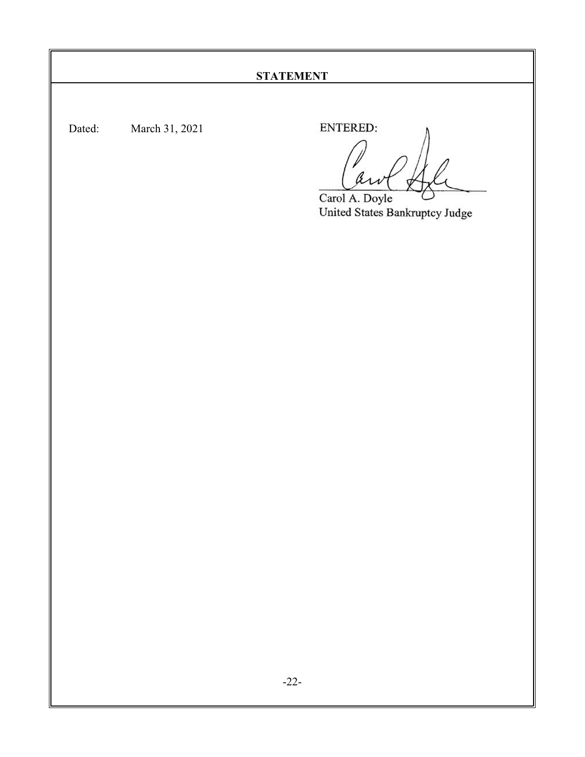**STATEMENT**

Dated: March 31, 2021

ENTERED:

Carol A. Doyle
United States Bankruptcy Judge